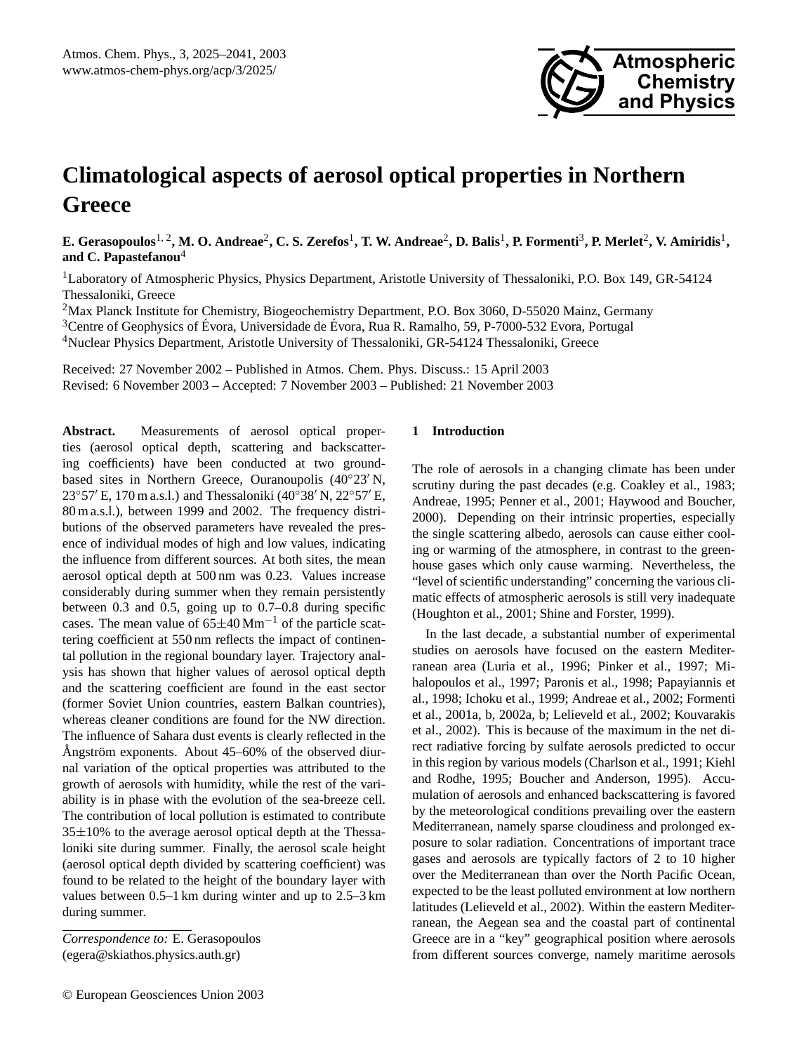# Climatological aspects of aerosol optical properties in Northern Greece

**E. Gerasopoulos**[1,2], **M. O. Andreae**[2], **C. S. Zerefos**[1], **T. W. Andreae**[2], **D. Balis**[1], **P. Formenti**[3], **P. Merlet**[2], **V. Amiridis**[1], **and C. Papastefanou**[4]

[1]Laboratory of Atmospheric Physics, Physics Department, Aristotle University of Thessaloniki, P.O. Box 149, GR-54124 Thessaloniki, Greece

[2]Max Planck Institute for Chemistry, Biogeochemistry Department, P.O. Box 3060, D-55020 Mainz, Germany

[3]Centre of Geophysics of Évora, Universidade de Évora, Rua R. Ramalho, 59, P-7000-532 Evora, Portugal

[4]Nuclear Physics Department, Aristotle University of Thessaloniki, GR-54124 Thessaloniki, Greece

Received: 27 November 2002 – Published in Atmos. Chem. Phys. Discuss.: 15 April 2003
Revised: 6 November 2003 – Accepted: 7 November 2003 – Published: 21 November 2003

**Abstract.** Measurements of aerosol optical properties (aerosol optical depth, scattering and backscattering coefficients) have been conducted at two ground-based sites in Northern Greece, Ouranoupolis (40°23′ N, 23°57′ E, 170 m a.s.l.) and Thessaloniki (40°38′ N, 22°57′ E, 80 m a.s.l.), between 1999 and 2002. The frequency distributions of the observed parameters have revealed the presence of individual modes of high and low values, indicating the influence from different sources. At both sites, the mean aerosol optical depth at 500 nm was 0.23. Values increase considerably during summer when they remain persistently between 0.3 and 0.5, going up to 0.7–0.8 during specific cases. The mean value of $65\pm40\,\mathrm{Mm}^{-1}$ of the particle scattering coefficient at 550 nm reflects the impact of continental pollution in the regional boundary layer. Trajectory analysis has shown that higher values of aerosol optical depth and the scattering coefficient are found in the east sector (former Soviet Union countries, eastern Balkan countries), whereas cleaner conditions are found for the NW direction. The influence of Sahara dust events is clearly reflected in the Ångström exponents. About 45–60% of the observed diurnal variation of the optical properties was attributed to the growth of aerosols with humidity, while the rest of the variability is in phase with the evolution of the sea-breeze cell. The contribution of local pollution is estimated to contribute $35\pm10\%$ to the average aerosol optical depth at the Thessaloniki site during summer. Finally, the aerosol scale height (aerosol optical depth divided by scattering coefficient) was found to be related to the height of the boundary layer with values between 0.5–1 km during winter and up to 2.5–3 km during summer.

*Correspondence to:* E. Gerasopoulos
(egera@skiathos.physics.auth.gr)

## 1 Introduction

The role of aerosols in a changing climate has been under scrutiny during the past decades (e.g. Coakley et al., 1983; Andreae, 1995; Penner et al., 2001; Haywood and Boucher, 2000). Depending on their intrinsic properties, especially the single scattering albedo, aerosols can cause either cooling or warming of the atmosphere, in contrast to the greenhouse gases which only cause warming. Nevertheless, the "level of scientific understanding" concerning the various climatic effects of atmospheric aerosols is still very inadequate (Houghton et al., 2001; Shine and Forster, 1999).

In the last decade, a substantial number of experimental studies on aerosols have focused on the eastern Mediterranean area (Luria et al., 1996; Pinker et al., 1997; Mihalopoulos et al., 1997; Paronis et al., 1998; Papayiannis et al., 1998; Ichoku et al., 1999; Andreae et al., 2002; Formenti et al., 2001a, b, 2002a, b; Lelieveld et al., 2002; Kouvarakis et al., 2002). This is because of the maximum in the net direct radiative forcing by sulfate aerosols predicted to occur in this region by various models (Charlson et al., 1991; Kiehl and Rodhe, 1995; Boucher and Anderson, 1995). Accumulation of aerosols and enhanced backscattering is favored by the meteorological conditions prevailing over the eastern Mediterranean, namely sparse cloudiness and prolonged exposure to solar radiation. Concentrations of important trace gases and aerosols are typically factors of 2 to 10 higher over the Mediterranean than over the North Pacific Ocean, expected to be the least polluted environment at low northern latitudes (Lelieveld et al., 2002). Within the eastern Mediterranean, the Aegean sea and the coastal part of continental Greece are in a "key" geographical position where aerosols from different sources converge, namely maritime aerosols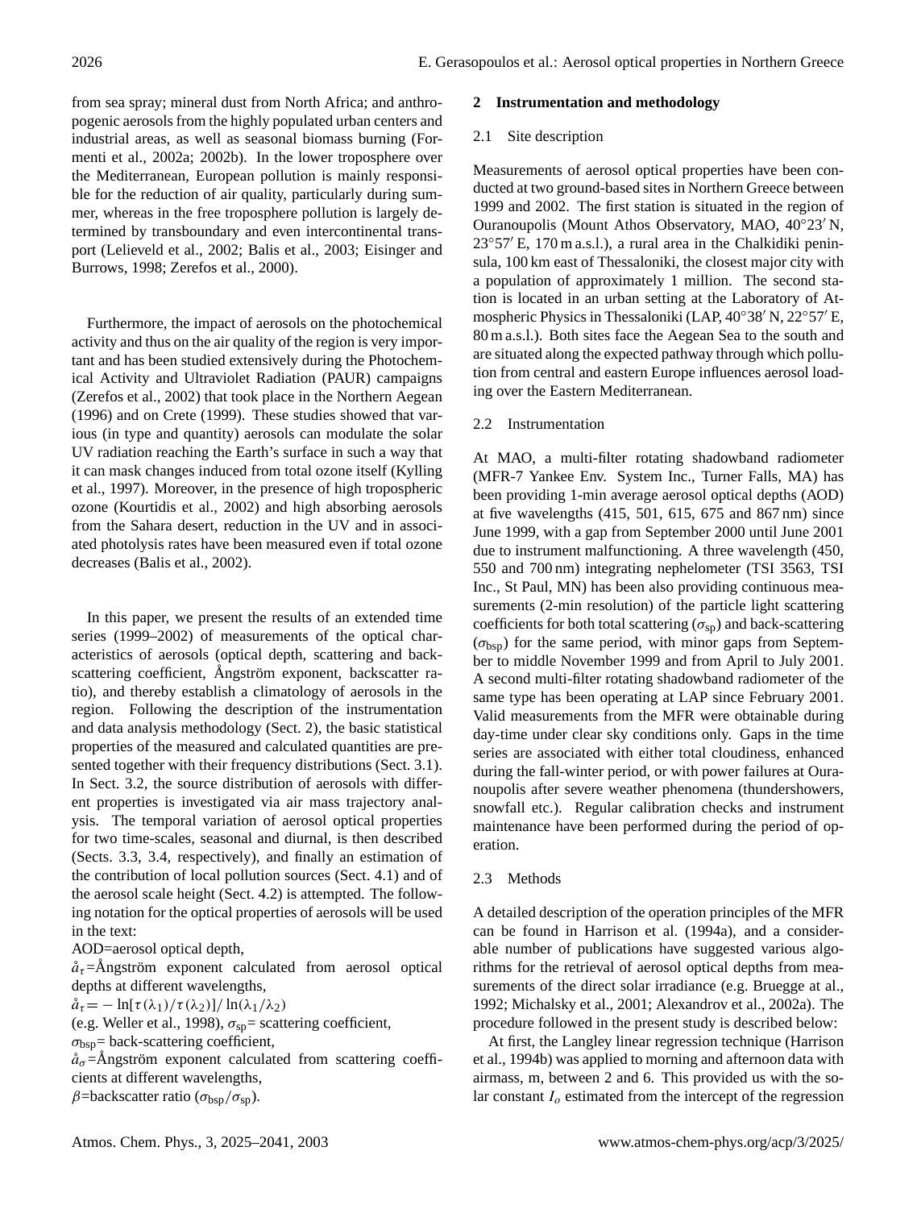from sea spray; mineral dust from North Africa; and anthropogenic aerosols from the highly populated urban centers and industrial areas, as well as seasonal biomass burning (Formenti et al., 2002a; 2002b). In the lower troposphere over the Mediterranean, European pollution is mainly responsible for the reduction of air quality, particularly during summer, whereas in the free troposphere pollution is largely determined by transboundary and even intercontinental transport (Lelieveld et al., 2002; Balis et al., 2003; Eisinger and Burrows, 1998; Zerefos et al., 2000).

Furthermore, the impact of aerosols on the photochemical activity and thus on the air quality of the region is very important and has been studied extensively during the Photochemical Activity and Ultraviolet Radiation (PAUR) campaigns (Zerefos et al., 2002) that took place in the Northern Aegean (1996) and on Crete (1999). These studies showed that various (in type and quantity) aerosols can modulate the solar UV radiation reaching the Earth's surface in such a way that it can mask changes induced from total ozone itself (Kylling et al., 1997). Moreover, in the presence of high tropospheric ozone (Kourtidis et al., 2002) and high absorbing aerosols from the Sahara desert, reduction in the UV and in associated photolysis rates have been measured even if total ozone decreases (Balis et al., 2002).

In this paper, we present the results of an extended time series (1999–2002) of measurements of the optical characteristics of aerosols (optical depth, scattering and backscattering coefficient, Ångström exponent, backscatter ratio), and thereby establish a climatology of aerosols in the region. Following the description of the instrumentation and data analysis methodology (Sect. 2), the basic statistical properties of the measured and calculated quantities are presented together with their frequency distributions (Sect. 3.1). In Sect. 3.2, the source distribution of aerosols with different properties is investigated via air mass trajectory analysis. The temporal variation of aerosol optical properties for two time-scales, seasonal and diurnal, is then described (Sects. 3.3, 3.4, respectively), and finally an estimation of the contribution of local pollution sources (Sect. 4.1) and of the aerosol scale height (Sect. 4.2) is attempted. The following notation for the optical properties of aerosols will be used in the text:

AOD=aerosol optical depth,

$\mathring{a}_\tau$=Ångström exponent calculated from aerosol optical depths at different wavelengths,

$\mathring{a}_\tau = -\ln[\tau(\lambda_1)/\tau(\lambda_2)]/\ln(\lambda_1/\lambda_2)$

(e.g. Weller et al., 1998), $\sigma_{sp}$= scattering coefficient,

$\sigma_{bsp}$= back-scattering coefficient,

$\mathring{a}_\sigma$=Ångström exponent calculated from scattering coefficients at different wavelengths,

$\beta$=backscatter ratio ($\sigma_{bsp}/\sigma_{sp}$).

## 2 Instrumentation and methodology

### 2.1 Site description

Measurements of aerosol optical properties have been conducted at two ground-based sites in Northern Greece between 1999 and 2002. The first station is situated in the region of Ouranoupolis (Mount Athos Observatory, MAO, 40°23′ N, 23°57′ E, 170 m a.s.l.), a rural area in the Chalkidiki peninsula, 100 km east of Thessaloniki, the closest major city with a population of approximately 1 million. The second station is located in an urban setting at the Laboratory of Atmospheric Physics in Thessaloniki (LAP, 40°38′ N, 22°57′ E, 80 m a.s.l.). Both sites face the Aegean Sea to the south and are situated along the expected pathway through which pollution from central and eastern Europe influences aerosol loading over the Eastern Mediterranean.

### 2.2 Instrumentation

At MAO, a multi-filter rotating shadowband radiometer (MFR-7 Yankee Env. System Inc., Turner Falls, MA) has been providing 1-min average aerosol optical depths (AOD) at five wavelengths (415, 501, 615, 675 and 867 nm) since June 1999, with a gap from September 2000 until June 2001 due to instrument malfunctioning. A three wavelength (450, 550 and 700 nm) integrating nephelometer (TSI 3563, TSI Inc., St Paul, MN) has been also providing continuous measurements (2-min resolution) of the particle light scattering coefficients for both total scattering ($\sigma_{sp}$) and back-scattering ($\sigma_{bsp}$) for the same period, with minor gaps from September to middle November 1999 and from April to July 2001. A second multi-filter rotating shadowband radiometer of the same type has been operating at LAP since February 2001. Valid measurements from the MFR were obtainable during day-time under clear sky conditions only. Gaps in the time series are associated with either total cloudiness, enhanced during the fall-winter period, or with power failures at Ouranoupolis after severe weather phenomena (thundershowers, snowfall etc.). Regular calibration checks and instrument maintenance have been performed during the period of operation.

### 2.3 Methods

A detailed description of the operation principles of the MFR can be found in Harrison et al. (1994a), and a considerable number of publications have suggested various algorithms for the retrieval of aerosol optical depths from measurements of the direct solar irradiance (e.g. Bruegge at al., 1992; Michalsky et al., 2001; Alexandrov et al., 2002a). The procedure followed in the present study is described below:

At first, the Langley linear regression technique (Harrison et al., 1994b) was applied to morning and afternoon data with airmass, m, between 2 and 6. This provided us with the solar constant $I_o$ estimated from the intercept of the regression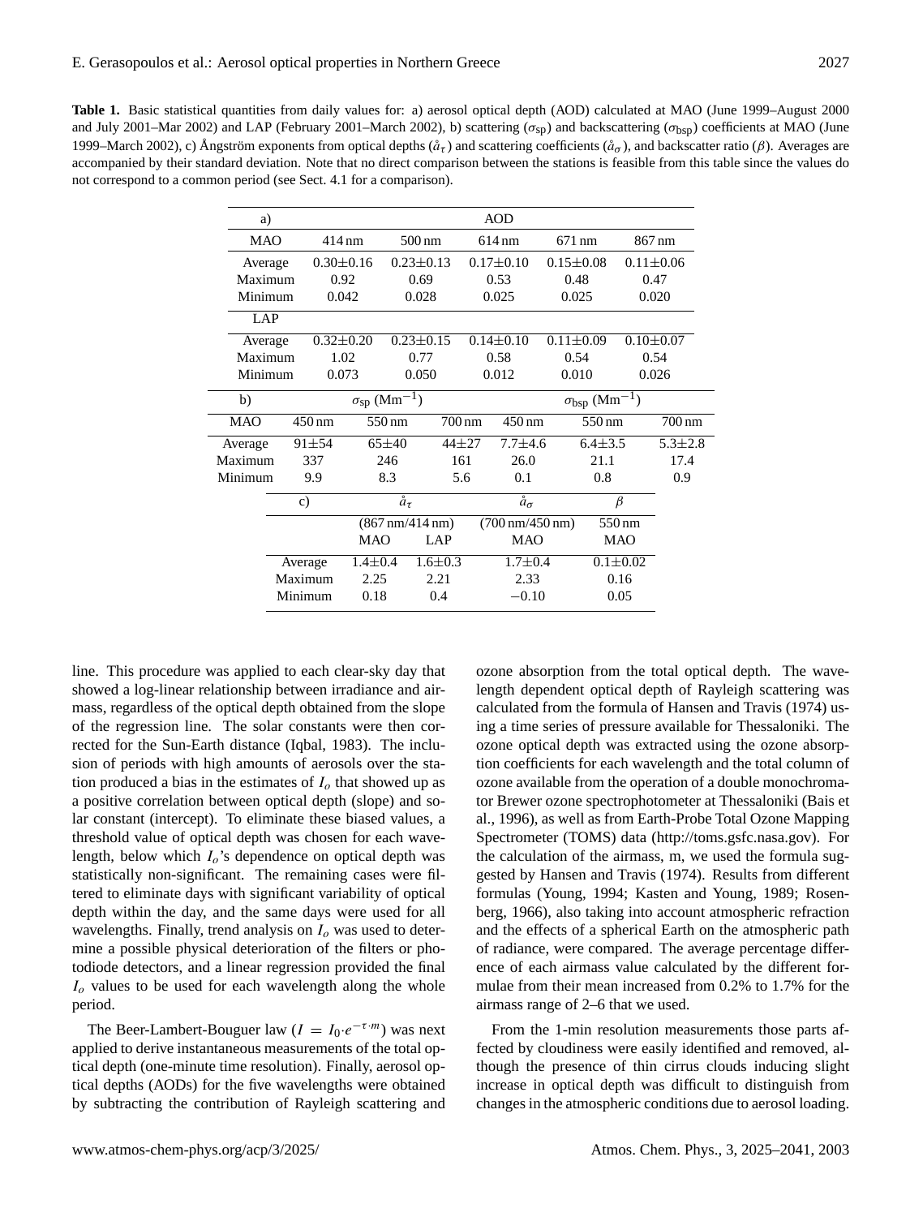**Table 1.** Basic statistical quantities from daily values for: a) aerosol optical depth (AOD) calculated at MAO (June 1999–August 2000 and July 2001–Mar 2002) and LAP (February 2001–March 2002), b) scattering ($\sigma_{sp}$) and backscattering ($\sigma_{bsp}$) coefficients at MAO (June 1999–March 2002), c) Ångström exponents from optical depths ($\mathring{a}_\tau$) and scattering coefficients ($\mathring{a}_\sigma$), and backscatter ratio ($\beta$). Averages are accompanied by their standard deviation. Note that no direct comparison between the stations is feasible from this table since the values do not correspond to a common period (see Sect. 4.1 for a comparison).

| a) | AOD | | | | |
|---|---|---|---|---|---|
| MAO | 414 nm | 500 nm | 614 nm | 671 nm | 867 nm |
| Average | 0.30±0.16 | 0.23±0.13 | 0.17±0.10 | 0.15±0.08 | 0.11±0.06 |
| Maximum | 0.92 | 0.69 | 0.53 | 0.48 | 0.47 |
| Minimum | 0.042 | 0.028 | 0.025 | 0.025 | 0.020 |
| LAP | | | | | |
| Average | 0.32±0.20 | 0.23±0.15 | 0.14±0.10 | 0.11±0.09 | 0.10±0.07 |
| Maximum | 1.02 | 0.77 | 0.58 | 0.54 | 0.54 |
| Minimum | 0.073 | 0.050 | 0.012 | 0.010 | 0.026 |

| b) | $\sigma_{sp}$ ($Mm^{-1}$) | | | $\sigma_{bsp}$ ($Mm^{-1}$) | | |
|---|---|---|---|---|---|---|
| MAO | 450 nm | 550 nm | 700 nm | 450 nm | 550 nm | 700 nm |
| Average | 91±54 | 65±40 | 44±27 | 7.7±4.6 | 6.4±3.5 | 5.3±2.8 |
| Maximum | 337 | 246 | 161 | 26.0 | 21.1 | 17.4 |
| Minimum | 9.9 | 8.3 | 5.6 | 0.1 | 0.8 | 0.9 |

| c) | $\mathring{a}_\tau$ | | $\mathring{a}_\sigma$ | $\beta$ |
|---|---|---|---|---|
| | (867 nm/414 nm) | | (700 nm/450 nm) | 550 nm |
| | MAO | LAP | MAO | MAO |
| Average | 1.4±0.4 | 1.6±0.3 | 1.7±0.4 | 0.1±0.02 |
| Maximum | 2.25 | 2.21 | 2.33 | 0.16 |
| Minimum | 0.18 | 0.4 | −0.10 | 0.05 |

line. This procedure was applied to each clear-sky day that showed a log-linear relationship between irradiance and airmass, regardless of the optical depth obtained from the slope of the regression line. The solar constants were then corrected for the Sun-Earth distance (Iqbal, 1983). The inclusion of periods with high amounts of aerosols over the station produced a bias in the estimates of $I_o$ that showed up as a positive correlation between optical depth (slope) and solar constant (intercept). To eliminate these biased values, a threshold value of optical depth was chosen for each wavelength, below which $I_o$'s dependence on optical depth was statistically non-significant. The remaining cases were filtered to eliminate days with significant variability of optical depth within the day, and the same days were used for all wavelengths. Finally, trend analysis on $I_o$ was used to determine a possible physical deterioration of the filters or photodiode detectors, and a linear regression provided the final $I_o$ values to be used for each wavelength along the whole period.

The Beer-Lambert-Bouguer law ($I = I_0 \cdot e^{-\tau \cdot m}$) was next applied to derive instantaneous measurements of the total optical depth (one-minute time resolution). Finally, aerosol optical depths (AODs) for the five wavelengths were obtained by subtracting the contribution of Rayleigh scattering and ozone absorption from the total optical depth. The wavelength dependent optical depth of Rayleigh scattering was calculated from the formula of Hansen and Travis (1974) using a time series of pressure available for Thessaloniki. The ozone optical depth was extracted using the ozone absorption coefficients for each wavelength and the total column of ozone available from the operation of a double monochromator Brewer ozone spectrophotometer at Thessaloniki (Bais et al., 1996), as well as from Earth-Probe Total Ozone Mapping Spectrometer (TOMS) data (http://toms.gsfc.nasa.gov). For the calculation of the airmass, m, we used the formula suggested by Hansen and Travis (1974). Results from different formulas (Young, 1994; Kasten and Young, 1989; Rosenberg, 1966), also taking into account atmospheric refraction and the effects of a spherical Earth on the atmospheric path of radiance, were compared. The average percentage difference of each airmass value calculated by the different formulae from their mean increased from 0.2% to 1.7% for the airmass range of 2–6 that we used.

From the 1-min resolution measurements those parts affected by cloudiness were easily identified and removed, although the presence of thin cirrus clouds inducing slight increase in optical depth was difficult to distinguish from changes in the atmospheric conditions due to aerosol loading.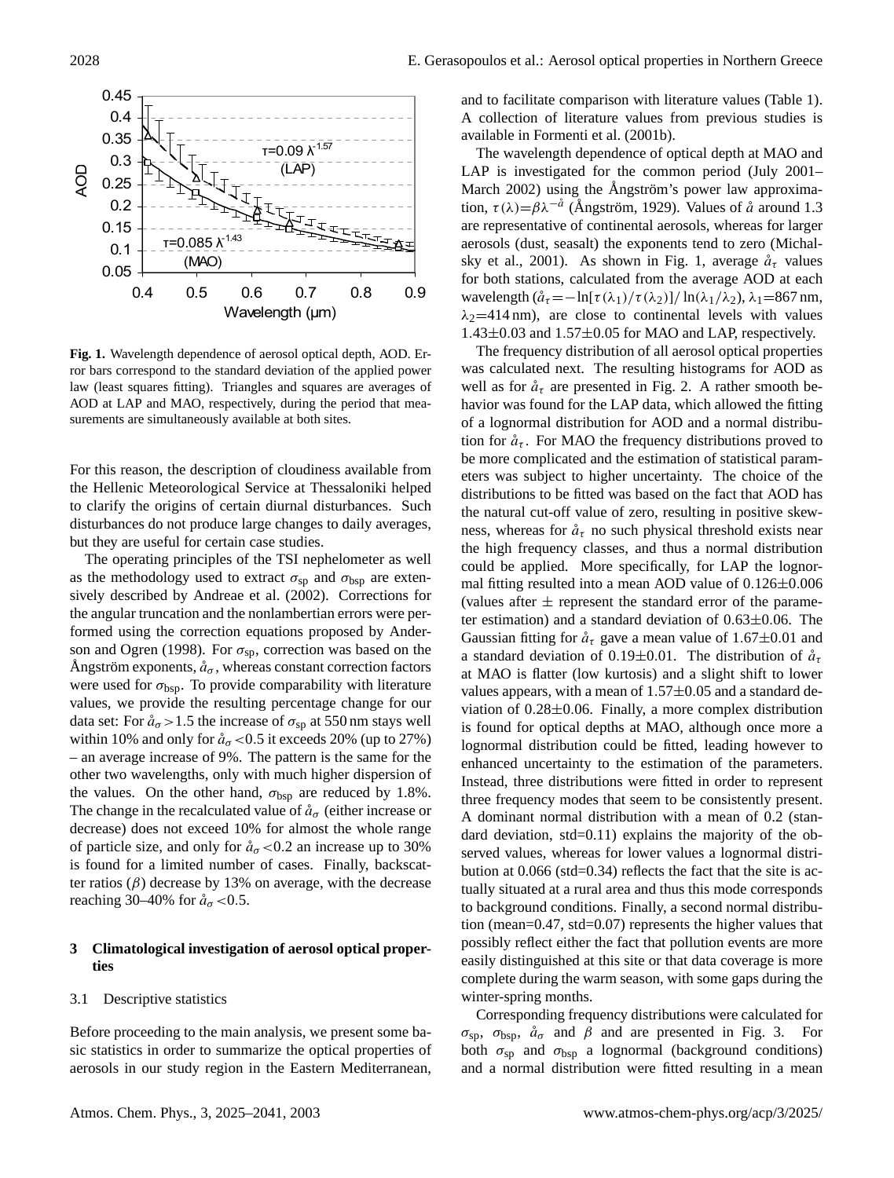**Fig. 1.** Wavelength dependence of aerosol optical depth, AOD. Error bars correspond to the standard deviation of the applied power law (least squares fitting). Triangles and squares are averages of AOD at LAP and MAO, respectively, during the period that measurements are simultaneously available at both sites.

For this reason, the description of cloudiness available from the Hellenic Meteorological Service at Thessaloniki helped to clarify the origins of certain diurnal disturbances. Such disturbances do not produce large changes to daily averages, but they are useful for certain case studies.

The operating principles of the TSI nephelometer as well as the methodology used to extract $\sigma_{sp}$ and $\sigma_{bsp}$ are extensively described by Andreae et al. (2002). Corrections for the angular truncation and the nonlambertian errors were performed using the correction equations proposed by Anderson and Ogren (1998). For $\sigma_{sp}$, correction was based on the Ångström exponents, $\mathring{a}_{\sigma}$, whereas constant correction factors were used for $\sigma_{bsp}$. To provide comparability with literature values, we provide the resulting percentage change for our data set: For $\mathring{a}_{\sigma}>1.5$ the increase of $\sigma_{sp}$ at 550 nm stays well within 10% and only for $\mathring{a}_{\sigma}<0.5$ it exceeds 20% (up to 27%) – an average increase of 9%. The pattern is the same for the other two wavelengths, only with much higher dispersion of the values. On the other hand, $\sigma_{bsp}$ are reduced by 1.8%. The change in the recalculated value of $\mathring{a}_{\sigma}$ (either increase or decrease) does not exceed 10% for almost the whole range of particle size, and only for $\mathring{a}_{\sigma}<0.2$ an increase up to 30% is found for a limited number of cases. Finally, backscatter ratios ($\beta$) decrease by 13% on average, with the decrease reaching 30–40% for $\mathring{a}_{\sigma}<0.5$.

## 3 Climatological investigation of aerosol optical properties

### 3.1 Descriptive statistics

Before proceeding to the main analysis, we present some basic statistics in order to summarize the optical properties of aerosols in our study region in the Eastern Mediterranean, and to facilitate comparison with literature values (Table 1). A collection of literature values from previous studies is available in Formenti et al. (2001b).

The wavelength dependence of optical depth at MAO and LAP is investigated for the common period (July 2001–March 2002) using the Ångström's power law approximation, $\tau(\lambda)=\beta\lambda^{-\mathring{a}}$ (Ångström, 1929). Values of $\mathring{a}$ around 1.3 are representative of continental aerosols, whereas for larger aerosols (dust, seasalt) the exponents tend to zero (Michalsky et al., 2001). As shown in Fig. 1, average $\mathring{a}_{\tau}$ values for both stations, calculated from the average AOD at each wavelength ($\mathring{a}_{\tau}=-\ln[\tau(\lambda_1)/\tau(\lambda_2)]/\ln(\lambda_1/\lambda_2)$, $\lambda_1$=867 nm, $\lambda_2$=414 nm), are close to continental levels with values 1.43±0.03 and 1.57±0.05 for MAO and LAP, respectively.

The frequency distribution of all aerosol optical properties was calculated next. The resulting histograms for AOD as well as for $\mathring{a}_{\tau}$ are presented in Fig. 2. A rather smooth behavior was found for the LAP data, which allowed the fitting of a lognormal distribution for AOD and a normal distribution for $\mathring{a}_{\tau}$. For MAO the frequency distributions proved to be more complicated and the estimation of statistical parameters was subject to higher uncertainty. The choice of the distributions to be fitted was based on the fact that AOD has the natural cut-off value of zero, resulting in positive skewness, whereas for $\mathring{a}_{\tau}$ no such physical threshold exists near the high frequency classes, and thus a normal distribution could be applied. More specifically, for LAP the lognormal fitting resulted into a mean AOD value of 0.126±0.006 (values after ± represent the standard error of the parameter estimation) and a standard deviation of 0.63±0.06. The Gaussian fitting for $\mathring{a}_{\tau}$ gave a mean value of 1.67±0.01 and a standard deviation of 0.19±0.01. The distribution of $\mathring{a}_{\tau}$ at MAO is flatter (low kurtosis) and a slight shift to lower values appears, with a mean of 1.57±0.05 and a standard deviation of 0.28±0.06. Finally, a more complex distribution is found for optical depths at MAO, although once more a lognormal distribution could be fitted, leading however to enhanced uncertainty to the estimation of the parameters. Instead, three distributions were fitted in order to represent three frequency modes that seem to be consistently present. A dominant normal distribution with a mean of 0.2 (standard deviation, std=0.11) explains the majority of the observed values, whereas for lower values a lognormal distribution at 0.066 (std=0.34) reflects the fact that the site is actually situated at a rural area and thus this mode corresponds to background conditions. Finally, a second normal distribution (mean=0.47, std=0.07) represents the higher values that possibly reflect either the fact that pollution events are more easily distinguished at this site or that data coverage is more complete during the warm season, with some gaps during the winter-spring months.

Corresponding frequency distributions were calculated for $\sigma_{sp}$, $\sigma_{bsp}$, $\mathring{a}_{\sigma}$ and $\beta$ and are presented in Fig. 3. For both $\sigma_{sp}$ and $\sigma_{bsp}$ a lognormal (background conditions) and a normal distribution were fitted resulting in a mean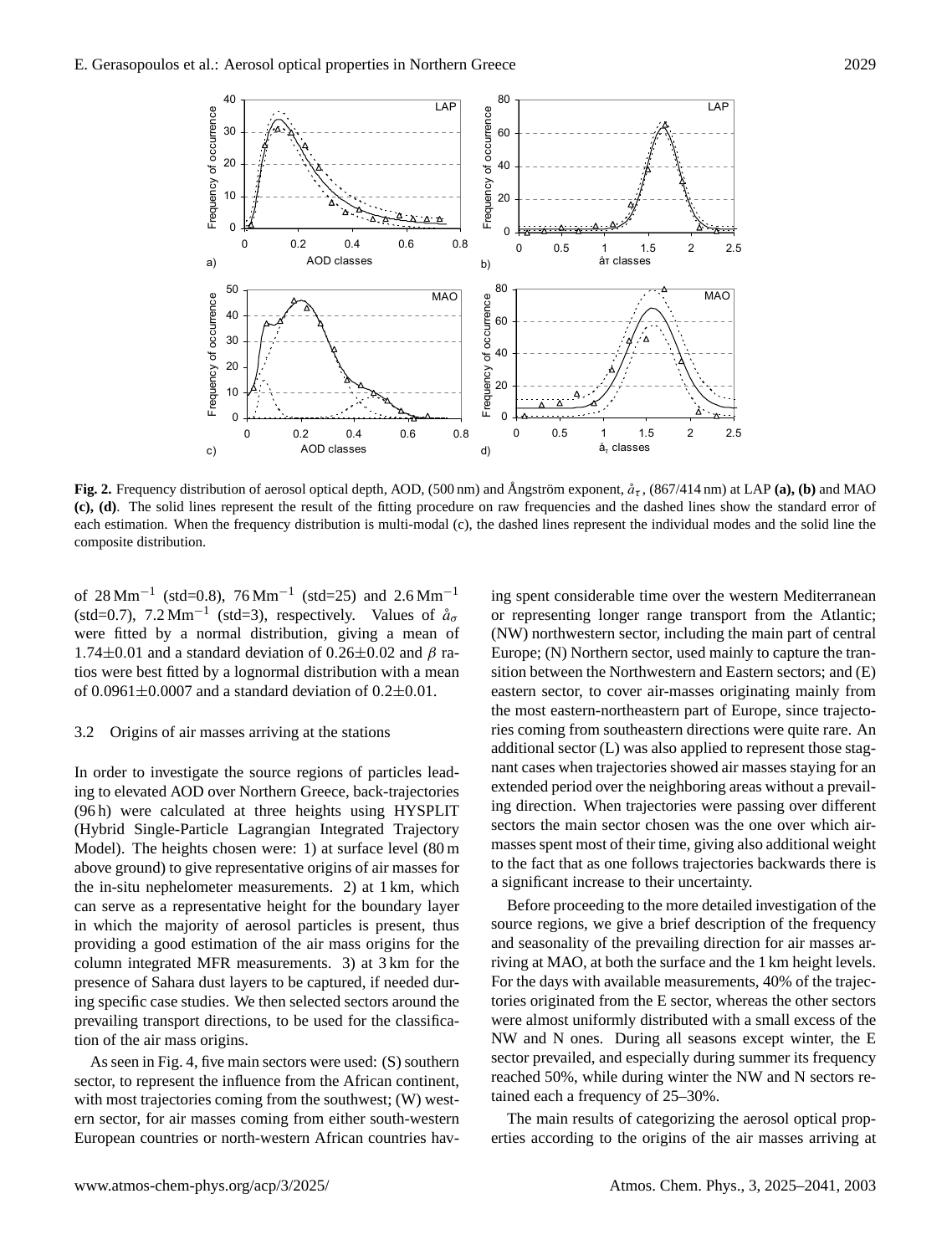Fig. 2. Frequency distribution of aerosol optical depth, AOD, (500 nm) and Ångström exponent, $\mathring{a}_\tau$, (867/414 nm) at LAP **(a), (b)** and MAO **(c), (d)**. The solid lines represent the result of the fitting procedure on raw frequencies and the dashed lines show the standard error of each estimation. When the frequency distribution is multi-modal (c), the dashed lines represent the individual modes and the solid line the composite distribution.

of 28 $\mathrm{Mm}^{-1}$ (std=0.8), 76 $\mathrm{Mm}^{-1}$ (std=25) and 2.6 $\mathrm{Mm}^{-1}$ (std=0.7), 7.2 $\mathrm{Mm}^{-1}$ (std=3), respectively. Values of $\mathring{a}_\sigma$ were fitted by a normal distribution, giving a mean of 1.74±0.01 and a standard deviation of 0.26±0.02 and $\beta$ ratios were best fitted by a lognormal distribution with a mean of 0.0961±0.0007 and a standard deviation of 0.2±0.01.

### 3.2 Origins of air masses arriving at the stations

In order to investigate the source regions of particles leading to elevated AOD over Northern Greece, back-trajectories (96 h) were calculated at three heights using HYSPLIT (Hybrid Single-Particle Lagrangian Integrated Trajectory Model). The heights chosen were: 1) at surface level (80 m above ground) to give representative origins of air masses for the in-situ nephelometer measurements. 2) at 1 km, which can serve as a representative height for the boundary layer in which the majority of aerosol particles is present, thus providing a good estimation of the air mass origins for the column integrated MFR measurements. 3) at 3 km for the presence of Sahara dust layers to be captured, if needed during specific case studies. We then selected sectors around the prevailing transport directions, to be used for the classification of the air mass origins.

As seen in Fig. 4, five main sectors were used: (S) southern sector, to represent the influence from the African continent, with most trajectories coming from the southwest; (W) western sector, for air masses coming from either south-western European countries or north-western African countries having spent considerable time over the western Mediterranean or representing longer range transport from the Atlantic; (NW) northwestern sector, including the main part of central Europe; (N) Northern sector, used mainly to capture the transition between the Northwestern and Eastern sectors; and (E) eastern sector, to cover air-masses originating mainly from the most eastern-northeastern part of Europe, since trajectories coming from southeastern directions were quite rare. An additional sector (L) was also applied to represent those stagnant cases when trajectories showed air masses staying for an extended period over the neighboring areas without a prevailing direction. When trajectories were passing over different sectors the main sector chosen was the one over which air-masses spent most of their time, giving also additional weight to the fact that as one follows trajectories backwards there is a significant increase to their uncertainty.

Before proceeding to the more detailed investigation of the source regions, we give a brief description of the frequency and seasonality of the prevailing direction for air masses arriving at MAO, at both the surface and the 1 km height levels. For the days with available measurements, 40% of the trajectories originated from the E sector, whereas the other sectors were almost uniformly distributed with a small excess of the NW and N ones. During all seasons except winter, the E sector prevailed, and especially during summer its frequency reached 50%, while during winter the NW and N sectors retained each a frequency of 25–30%.

The main results of categorizing the aerosol optical properties according to the origins of the air masses arriving at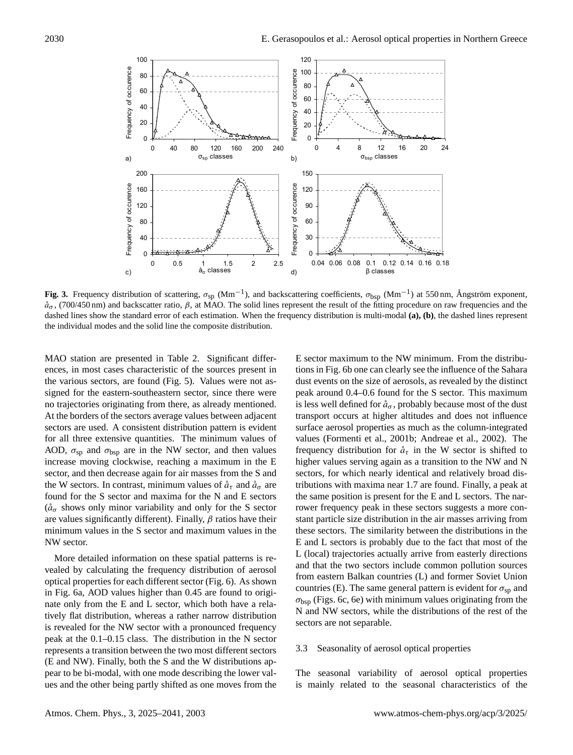**Fig. 3.** Frequency distribution of scattering, $\sigma_{sp}$ ($Mm^{-1}$), and backscattering coefficients, $\sigma_{bsp}$ ($Mm^{-1}$) at 550 nm, Ångström exponent, $\mathring{a}_\sigma$, (700/450 nm) and backscatter ratio, $\beta$, at MAO. The solid lines represent the result of the fitting procedure on raw frequencies and the dashed lines show the standard error of each estimation. When the frequency distribution is multi-modal **(a), (b)**, the dashed lines represent the individual modes and the solid line the composite distribution.

MAO station are presented in Table 2. Significant differences, in most cases characteristic of the sources present in the various sectors, are found (Fig. 5). Values were not assigned for the eastern-southeastern sector, since there were no trajectories originating from there, as already mentioned. At the borders of the sectors average values between adjacent sectors are used. A consistent distribution pattern is evident for all three extensive quantities. The minimum values of AOD, $\sigma_{sp}$ and $\sigma_{bsp}$ are in the NW sector, and then values increase moving clockwise, reaching a maximum in the E sector, and then decrease again for air masses from the S and the W sectors. In contrast, minimum values of $\mathring{a}_\tau$ and $\mathring{a}_\sigma$ are found for the S sector and maxima for the N and E sectors ($\mathring{a}_\sigma$ shows only minor variability and only for the S sector are values significantly different). Finally, $\beta$ ratios have their minimum values in the S sector and maximum values in the NW sector.

More detailed information on these spatial patterns is revealed by calculating the frequency distribution of aerosol optical properties for each different sector (Fig. 6). As shown in Fig. 6a, AOD values higher than 0.45 are found to originate only from the E and L sector, which both have a relatively flat distribution, whereas a rather narrow distribution is revealed for the NW sector with a pronounced frequency peak at the 0.1–0.15 class. The distribution in the N sector represents a transition between the two most different sectors (E and NW). Finally, both the S and the W distributions appear to be bi-modal, with one mode describing the lower values and the other being partly shifted as one moves from the E sector maximum to the NW minimum. From the distributions in Fig. 6b one can clearly see the influence of the Sahara dust events on the size of aerosols, as revealed by the distinct peak around 0.4–0.6 found for the S sector. This maximum is less well defined for $\mathring{a}_\sigma$, probably because most of the dust transport occurs at higher altitudes and does not influence surface aerosol properties as much as the column-integrated values (Formenti et al., 2001b; Andreae et al., 2002). The frequency distribution for $\mathring{a}_\tau$ in the W sector is shifted to higher values serving again as a transition to the NW and N sectors, for which nearly identical and relatively broad distributions with maxima near 1.7 are found. Finally, a peak at the same position is present for the E and L sectors. The narrower frequency peak in these sectors suggests a more constant particle size distribution in the air masses arriving from these sectors. The similarity between the distributions in the E and L sectors is probably due to the fact that most of the L (local) trajectories actually arrive from easterly directions and that the two sectors include common pollution sources from eastern Balkan countries (L) and former Soviet Union countries (E). The same general pattern is evident for $\sigma_{sp}$ and $\sigma_{bsp}$ (Figs. 6c, 6e) with minimum values originating from the N and NW sectors, while the distributions of the rest of the sectors are not separable.

### 3.3 Seasonality of aerosol optical properties

The seasonal variability of aerosol optical properties is mainly related to the seasonal characteristics of the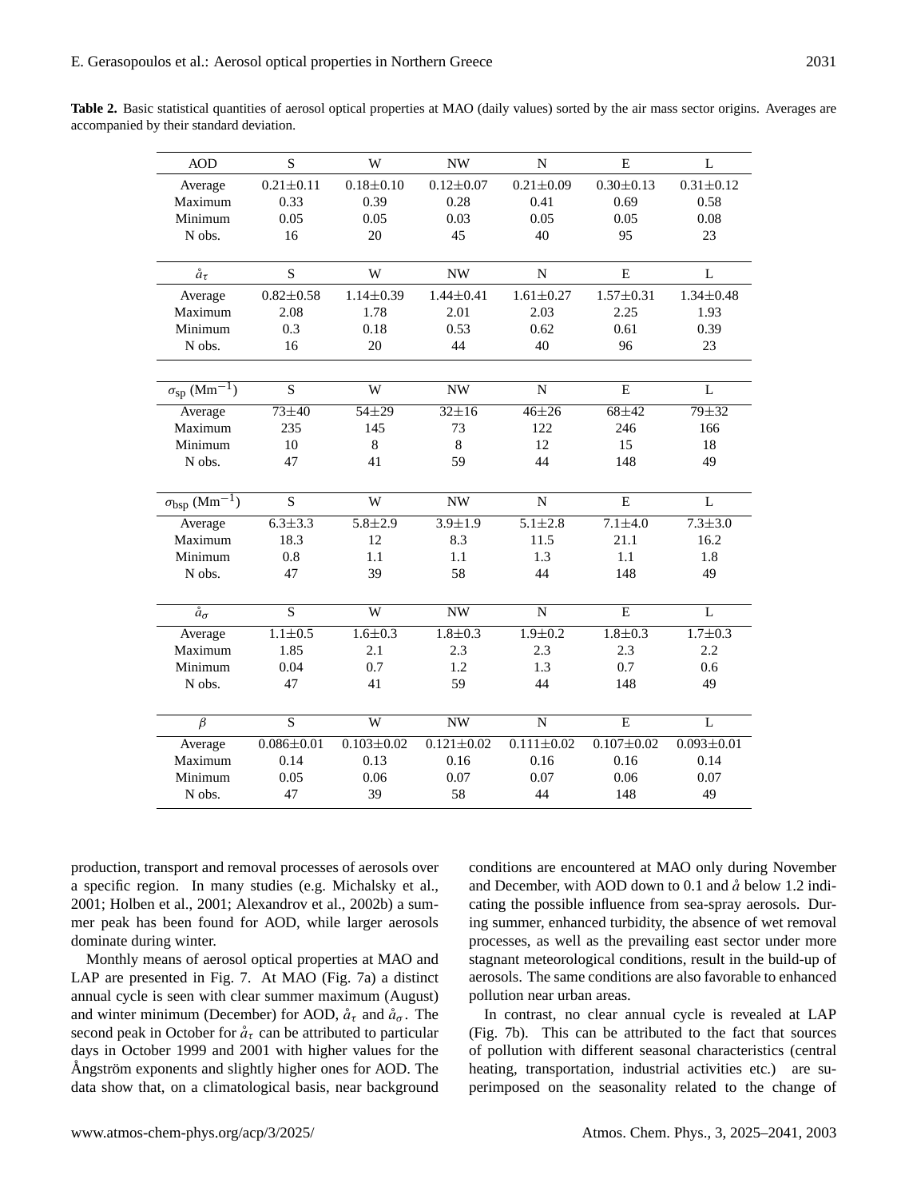**Table 2.** Basic statistical quantities of aerosol optical properties at MAO (daily values) sorted by the air mass sector origins. Averages are accompanied by their standard deviation.

| AOD | S | W | NW | N | E | L |
|---|---|---|---|---|---|---|
| Average | 0.21±0.11 | 0.18±0.10 | 0.12±0.07 | 0.21±0.09 | 0.30±0.13 | 0.31±0.12 |
| Maximum | 0.33 | 0.39 | 0.28 | 0.41 | 0.69 | 0.58 |
| Minimum | 0.05 | 0.05 | 0.03 | 0.05 | 0.05 | 0.08 |
| N obs. | 16 | 20 | 45 | 40 | 95 | 23 |
| $\mathring{a}_\tau$ | S | W | NW | N | E | L |
| Average | 0.82±0.58 | 1.14±0.39 | 1.44±0.41 | 1.61±0.27 | 1.57±0.31 | 1.34±0.48 |
| Maximum | 2.08 | 1.78 | 2.01 | 2.03 | 2.25 | 1.93 |
| Minimum | 0.3 | 0.18 | 0.53 | 0.62 | 0.61 | 0.39 |
| N obs. | 16 | 20 | 44 | 40 | 96 | 23 |
| $\sigma_{sp}$ ($Mm^{-1}$) | S | W | NW | N | E | L |
| Average | 73±40 | 54±29 | 32±16 | 46±26 | 68±42 | 79±32 |
| Maximum | 235 | 145 | 73 | 122 | 246 | 166 |
| Minimum | 10 | 8 | 8 | 12 | 15 | 18 |
| N obs. | 47 | 41 | 59 | 44 | 148 | 49 |
| $\sigma_{bsp}$ ($Mm^{-1}$) | S | W | NW | N | E | L |
| Average | 6.3±3.3 | 5.8±2.9 | 3.9±1.9 | 5.1±2.8 | 7.1±4.0 | 7.3±3.0 |
| Maximum | 18.3 | 12 | 8.3 | 11.5 | 21.1 | 16.2 |
| Minimum | 0.8 | 1.1 | 1.1 | 1.3 | 1.1 | 1.8 |
| N obs. | 47 | 39 | 58 | 44 | 148 | 49 |
| $\mathring{a}_\sigma$ | S | W | NW | N | E | L |
| Average | 1.1±0.5 | 1.6±0.3 | 1.8±0.3 | 1.9±0.2 | 1.8±0.3 | 1.7±0.3 |
| Maximum | 1.85 | 2.1 | 2.3 | 2.3 | 2.3 | 2.2 |
| Minimum | 0.04 | 0.7 | 1.2 | 1.3 | 0.7 | 0.6 |
| N obs. | 47 | 41 | 59 | 44 | 148 | 49 |
| $\beta$ | S | W | NW | N | E | L |
| Average | 0.086±0.01 | 0.103±0.02 | 0.121±0.02 | 0.111±0.02 | 0.107±0.02 | 0.093±0.01 |
| Maximum | 0.14 | 0.13 | 0.16 | 0.16 | 0.16 | 0.14 |
| Minimum | 0.05 | 0.06 | 0.07 | 0.07 | 0.06 | 0.07 |
| N obs. | 47 | 39 | 58 | 44 | 148 | 49 |

production, transport and removal processes of aerosols over a specific region. In many studies (e.g. Michalsky et al., 2001; Holben et al., 2001; Alexandrov et al., 2002b) a summer peak has been found for AOD, while larger aerosols dominate during winter.

Monthly means of aerosol optical properties at MAO and LAP are presented in Fig. 7. At MAO (Fig. 7a) a distinct annual cycle is seen with clear summer maximum (August) and winter minimum (December) for AOD, $\mathring{a}_\tau$ and $\mathring{a}_\sigma$. The second peak in October for $\mathring{a}_\tau$ can be attributed to particular days in October 1999 and 2001 with higher values for the Ångström exponents and slightly higher ones for AOD. The data show that, on a climatological basis, near background conditions are encountered at MAO only during November and December, with AOD down to 0.1 and $\mathring{a}$ below 1.2 indicating the possible influence from sea-spray aerosols. During summer, enhanced turbidity, the absence of wet removal processes, as well as the prevailing east sector under more stagnant meteorological conditions, result in the build-up of aerosols. The same conditions are also favorable to enhanced pollution near urban areas.

In contrast, no clear annual cycle is revealed at LAP (Fig. 7b). This can be attributed to the fact that sources of pollution with different seasonal characteristics (central heating, transportation, industrial activities etc.) are superimposed on the seasonality related to the change of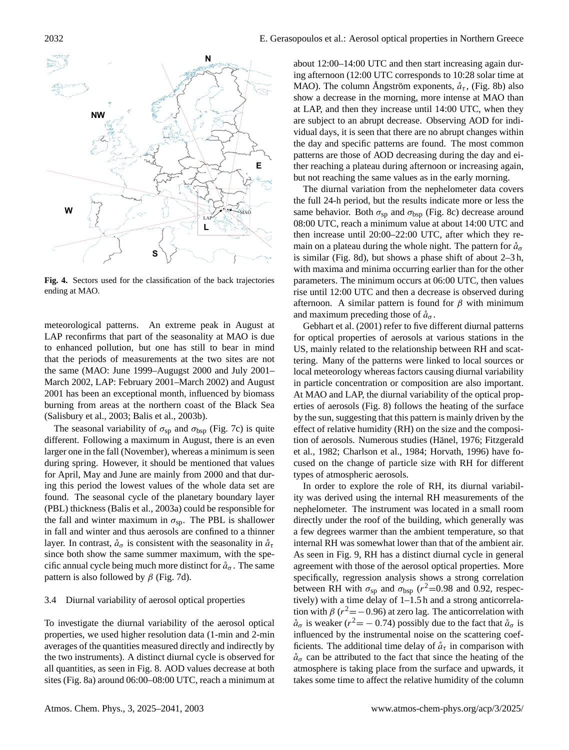Fig. 4. Sectors used for the classification of the back trajectories ending at MAO.

meteorological patterns. An extreme peak in August at LAP reconfirms that part of the seasonality at MAO is due to enhanced pollution, but one has still to bear in mind that the periods of measurements at the two sites are not the same (MAO: June 1999–Augugst 2000 and July 2001–March 2002, LAP: February 2001–March 2002) and August 2001 has been an exceptional month, influenced by biomass burning from areas at the northern coast of the Black Sea (Salisbury et al., 2003; Balis et al., 2003b).

The seasonal variability of $\sigma_{sp}$ and $\sigma_{bsp}$ (Fig. 7c) is quite different. Following a maximum in August, there is an even larger one in the fall (November), whereas a minimum is seen during spring. However, it should be mentioned that values for April, May and June are mainly from 2000 and that during this period the lowest values of the whole data set are found. The seasonal cycle of the planetary boundary layer (PBL) thickness (Balis et al., 2003a) could be responsible for the fall and winter maximum in $\sigma_{sp}$. The PBL is shallower in fall and winter and thus aerosols are confined to a thinner layer. In contrast, $\mathring{a}_{\sigma}$ is consistent with the seasonality in $\mathring{a}_{\tau}$ since both show the same summer maximum, with the specific annual cycle being much more distinct for $\mathring{a}_{\sigma}$. The same pattern is also followed by $\beta$ (Fig. 7d).

### 3.4 Diurnal variability of aerosol optical properties

To investigate the diurnal variability of the aerosol optical properties, we used higher resolution data (1-min and 2-min averages of the quantities measured directly and indirectly by the two instruments). A distinct diurnal cycle is observed for all quantities, as seen in Fig. 8. AOD values decrease at both sites (Fig. 8a) around 06:00–08:00 UTC, reach a minimum at about 12:00–14:00 UTC and then start increasing again during afternoon (12:00 UTC corresponds to 10:28 solar time at MAO). The column Ångström exponents, $\mathring{a}_{\tau}$, (Fig. 8b) also show a decrease in the morning, more intense at MAO than at LAP, and then they increase until 14:00 UTC, when they are subject to an abrupt decrease. Observing AOD for individual days, it is seen that there are no abrupt changes within the day and specific patterns are found. The most common patterns are those of AOD decreasing during the day and either reaching a plateau during afternoon or increasing again, but not reaching the same values as in the early morning.

The diurnal variation from the nephelometer data covers the full 24-h period, but the results indicate more or less the same behavior. Both $\sigma_{sp}$ and $\sigma_{bsp}$ (Fig. 8c) decrease around 08:00 UTC, reach a minimum value at about 14:00 UTC and then increase until 20:00–22:00 UTC, after which they remain on a plateau during the whole night. The pattern for $\mathring{a}_{\sigma}$ is similar (Fig. 8d), but shows a phase shift of about 2–3 h, with maxima and minima occurring earlier than for the other parameters. The minimum occurs at 06:00 UTC, then values rise until 12:00 UTC and then a decrease is observed during afternoon. A similar pattern is found for $\beta$ with minimum and maximum preceding those of $\mathring{a}_{\sigma}$.

Gebhart et al. (2001) refer to five different diurnal patterns for optical properties of aerosols at various stations in the US, mainly related to the relationship between RH and scattering. Many of the patterns were linked to local sources or local meteorology whereas factors causing diurnal variability in particle concentration or composition are also important. At MAO and LAP, the diurnal variability of the optical properties of aerosols (Fig. 8) follows the heating of the surface by the sun, suggesting that this pattern is mainly driven by the effect of relative humidity (RH) on the size and the composition of aerosols. Numerous studies (Hänel, 1976; Fitzgerald et al., 1982; Charlson et al., 1984; Horvath, 1996) have focused on the change of particle size with RH for different types of atmospheric aerosols.

In order to explore the role of RH, its diurnal variability was derived using the internal RH measurements of the nephelometer. The instrument was located in a small room directly under the roof of the building, which generally was a few degrees warmer than the ambient temperature, so that internal RH was somewhat lower than that of the ambient air. As seen in Fig. 9, RH has a distinct diurnal cycle in general agreement with those of the aerosol optical properties. More specifically, regression analysis shows a strong correlation between RH with $\sigma_{sp}$ and $\sigma_{bsp}$ ($r^2$=0.98 and 0.92, respectively) with a time delay of 1–1.5 h and a strong anticorrelation with $\beta$ ($r^2$=−0.96) at zero lag. The anticorrelation with $\mathring{a}_{\sigma}$ is weaker ($r^2$= − 0.74) possibly due to the fact that $\mathring{a}_{\sigma}$ is influenced by the instrumental noise on the scattering coefficients. The additional time delay of $\mathring{a}_{\tau}$ in comparison with $\mathring{a}_{\sigma}$ can be attributed to the fact that since the heating of the atmosphere is taking place from the surface and upwards, it takes some time to affect the relative humidity of the column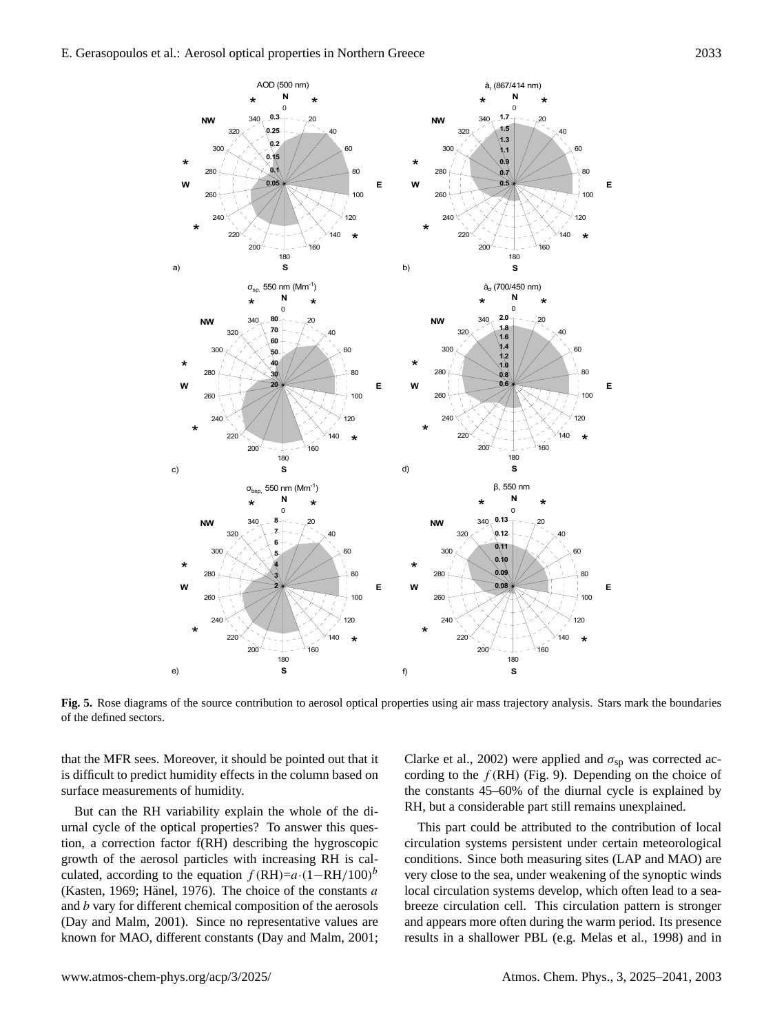Fig. 5. Rose diagrams of the source contribution to aerosol optical properties using air mass trajectory analysis. Stars mark the boundaries of the defined sectors.

that the MFR sees. Moreover, it should be pointed out that it is difficult to predict humidity effects in the column based on surface measurements of humidity.

But can the RH variability explain the whole of the diurnal cycle of the optical properties? To answer this question, a correction factor f(RH) describing the hygroscopic growth of the aerosol particles with increasing RH is calculated, according to the equation $f(\mathrm{RH})=a\cdot(1-\mathrm{RH}/100)^b$ (Kasten, 1969; Hänel, 1976). The choice of the constants $a$ and $b$ vary for different chemical composition of the aerosols (Day and Malm, 2001). Since no representative values are known for MAO, different constants (Day and Malm, 2001; Clarke et al., 2002) were applied and $\sigma_{sp}$ was corrected according to the $f(\mathrm{RH})$ (Fig. 9). Depending on the choice of the constants 45–60% of the diurnal cycle is explained by RH, but a considerable part still remains unexplained.

This part could be attributed to the contribution of local circulation systems persistent under certain meteorological conditions. Since both measuring sites (LAP and MAO) are very close to the sea, under weakening of the synoptic winds local circulation systems develop, which often lead to a sea-breeze circulation cell. This circulation pattern is stronger and appears more often during the warm period. Its presence results in a shallower PBL (e.g. Melas et al., 1998) and in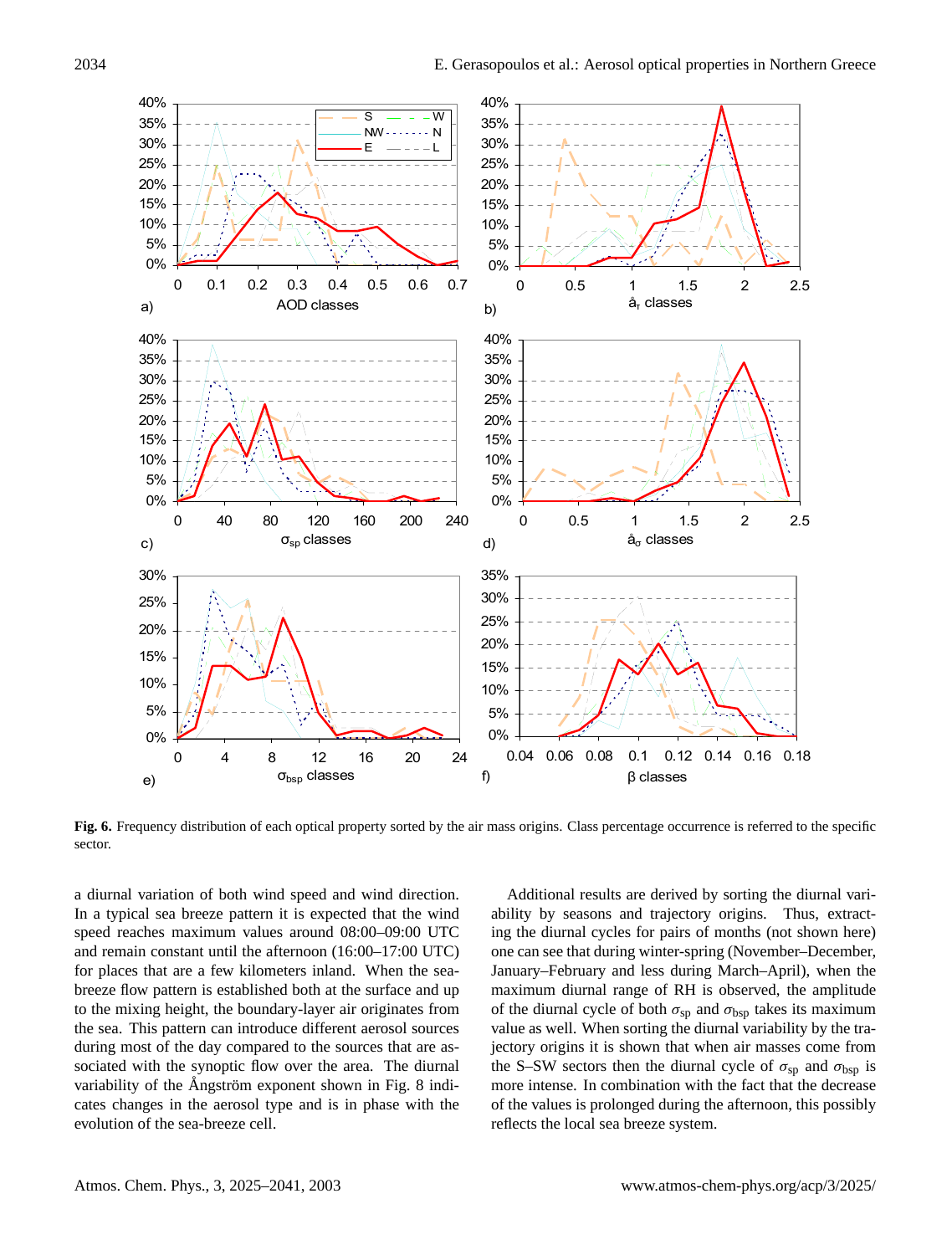**Fig. 6.** Frequency distribution of each optical property sorted by the air mass origins. Class percentage occurrence is referred to the specific sector.

a diurnal variation of both wind speed and wind direction. In a typical sea breeze pattern it is expected that the wind speed reaches maximum values around 08:00–09:00 UTC and remain constant until the afternoon (16:00–17:00 UTC) for places that are a few kilometers inland. When the sea-breeze flow pattern is established both at the surface and up to the mixing height, the boundary-layer air originates from the sea. This pattern can introduce different aerosol sources during most of the day compared to the sources that are associated with the synoptic flow over the area. The diurnal variability of the Ångström exponent shown in Fig. 8 indicates changes in the aerosol type and is in phase with the evolution of the sea-breeze cell.

Additional results are derived by sorting the diurnal variability by seasons and trajectory origins. Thus, extracting the diurnal cycles for pairs of months (not shown here) one can see that during winter-spring (November–December, January–February and less during March–April), when the maximum diurnal range of RH is observed, the amplitude of the diurnal cycle of both $\sigma_{sp}$ and $\sigma_{bsp}$ takes its maximum value as well. When sorting the diurnal variability by the trajectory origins it is shown that when air masses come from the S–SW sectors then the diurnal cycle of $\sigma_{sp}$ and $\sigma_{bsp}$ is more intense. In combination with the fact that the decrease of the values is prolonged during the afternoon, this possibly reflects the local sea breeze system.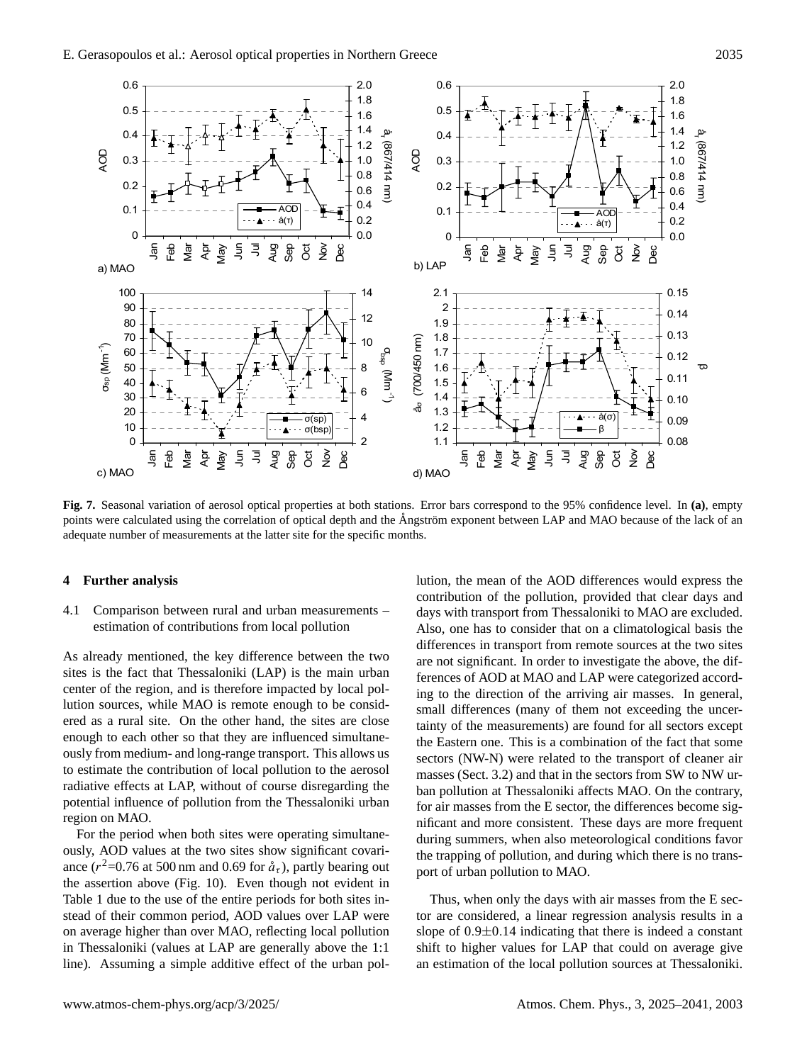**Fig. 7.** Seasonal variation of aerosol optical properties at both stations. Error bars correspond to the 95% confidence level. In **(a)**, empty points were calculated using the correlation of optical depth and the Ångström exponent between LAP and MAO because of the lack of an adequate number of measurements at the latter site for the specific months.

## 4 Further analysis

### 4.1 Comparison between rural and urban measurements – estimation of contributions from local pollution

As already mentioned, the key difference between the two sites is the fact that Thessaloniki (LAP) is the main urban center of the region, and is therefore impacted by local pollution sources, while MAO is remote enough to be considered as a rural site. On the other hand, the sites are close enough to each other so that they are influenced simultaneously from medium- and long-range transport. This allows us to estimate the contribution of local pollution to the aerosol radiative effects at LAP, without of course disregarding the potential influence of pollution from the Thessaloniki urban region on MAO.

For the period when both sites were operating simultaneously, AOD values at the two sites show significant covariance ($r^2$=0.76 at 500 nm and 0.69 for $\mathring{a}_\tau$), partly bearing out the assertion above (Fig. 10). Even though not evident in Table 1 due to the use of the entire periods for both sites instead of their common period, AOD values over LAP were on average higher than over MAO, reflecting local pollution in Thessaloniki (values at LAP are generally above the 1:1 line). Assuming a simple additive effect of the urban pollution, the mean of the AOD differences would express the contribution of the pollution, provided that clear days and days with transport from Thessaloniki to MAO are excluded. Also, one has to consider that on a climatological basis the differences in transport from remote sources at the two sites are not significant. In order to investigate the above, the differences of AOD at MAO and LAP were categorized according to the direction of the arriving air masses. In general, small differences (many of them not exceeding the uncertainty of the measurements) are found for all sectors except the Eastern one. This is a combination of the fact that some sectors (NW-N) were related to the transport of cleaner air masses (Sect. 3.2) and that in the sectors from SW to NW urban pollution at Thessaloniki affects MAO. On the contrary, for air masses from the E sector, the differences become significant and more consistent. These days are more frequent during summers, when also meteorological conditions favor the trapping of pollution, and during which there is no transport of urban pollution to MAO.

Thus, when only the days with air masses from the E sector are considered, a linear regression analysis results in a slope of 0.9±0.14 indicating that there is indeed a constant shift to higher values for LAP that could on average give an estimation of the local pollution sources at Thessaloniki.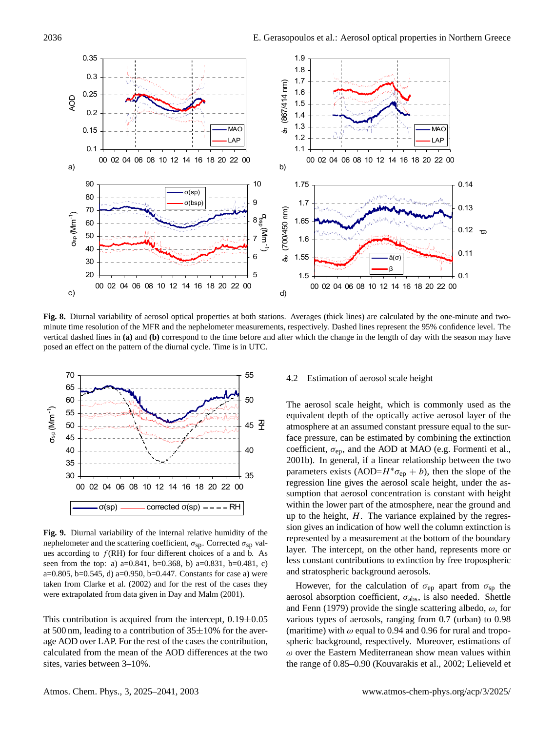**Fig. 8.** Diurnal variability of aerosol optical properties at both stations. Averages (thick lines) are calculated by the one-minute and two-minute time resolution of the MFR and the nephelometer measurements, respectively. Dashed lines represent the 95% confidence level. The vertical dashed lines in **(a)** and **(b)** correspond to the time before and after which the change in the length of day with the season may have posed an effect on the pattern of the diurnal cycle. Time is in UTC.

**Fig. 9.** Diurnal variability of the internal relative humidity of the nephelometer and the scattering coefficient, $\sigma_{sp}$. Corrected $\sigma_{sp}$ values according to $f$(RH) for four different choices of a and b. As seen from the top: a) a=0.841, b=0.368, b) a=0.831, b=0.481, c) a=0.805, b=0.545, d) a=0.950, b=0.447. Constants for case a) were taken from Clarke et al. (2002) and for the rest of the cases they were extrapolated from data given in Day and Malm (2001).

This contribution is acquired from the intercept, 0.19±0.05 at 500 nm, leading to a contribution of 35±10% for the average AOD over LAP. For the rest of the cases the contribution, calculated from the mean of the AOD differences at the two sites, varies between 3–10%.

### 4.2 Estimation of aerosol scale height

The aerosol scale height, which is commonly used as the equivalent depth of the optically active aerosol layer of the atmosphere at an assumed constant pressure equal to the surface pressure, can be estimated by combining the extinction coefficient, $\sigma_{ep}$, and the AOD at MAO (e.g. Formenti et al., 2001b). In general, if a linear relationship between the two parameters exists (AOD=$H^{*}\sigma_{ep}+b$), then the slope of the regression line gives the aerosol scale height, under the assumption that aerosol concentration is constant with height within the lower part of the atmosphere, near the ground and up to the height, $H$. The variance explained by the regression gives an indication of how well the column extinction is represented by a measurement at the bottom of the boundary layer. The intercept, on the other hand, represents more or less constant contributions to extinction by free tropospheric and stratospheric background aerosols.

However, for the calculation of $\sigma_{ep}$ apart from $\sigma_{sp}$ the aerosol absorption coefficient, $\sigma_{abs}$, is also needed. Shettle and Fenn (1979) provide the single scattering albedo, $\omega$, for various types of aerosols, ranging from 0.7 (urban) to 0.98 (maritime) with $\omega$ equal to 0.94 and 0.96 for rural and tropospheric background, respectively. Moreover, estimations of $\omega$ over the Eastern Mediterranean show mean values within the range of 0.85–0.90 (Kouvarakis et al., 2002; Lelieveld et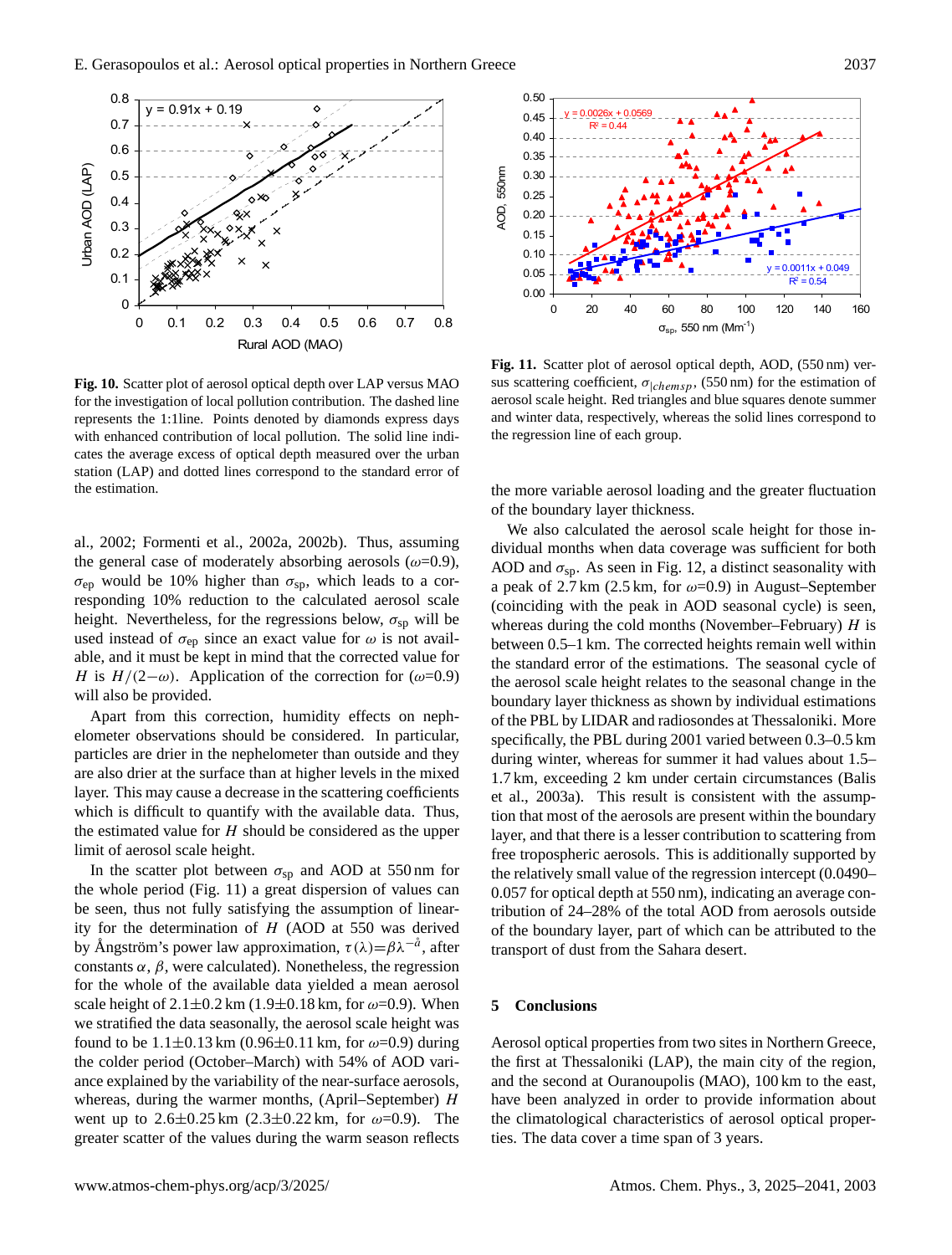Fig. 10. Scatter plot of aerosol optical depth over LAP versus MAO for the investigation of local pollution contribution. The dashed line represents the 1:1line. Points denoted by diamonds express days with enhanced contribution of local pollution. The solid line indicates the average excess of optical depth measured over the urban station (LAP) and dotted lines correspond to the standard error of the estimation.

Fig. 11. Scatter plot of aerosol optical depth, AOD, (550 nm) versus scattering coefficient, $\sigma_{|chemsp}$, (550 nm) for the estimation of aerosol scale height. Red triangles and blue squares denote summer and winter data, respectively, whereas the solid lines correspond to the regression line of each group.

al., 2002; Formenti et al., 2002a, 2002b). Thus, assuming the general case of moderately absorbing aerosols ($\omega$=0.9), $\sigma_{ep}$ would be 10% higher than $\sigma_{sp}$, which leads to a corresponding 10% reduction to the calculated aerosol scale height. Nevertheless, for the regressions below, $\sigma_{sp}$ will be used instead of $\sigma_{ep}$ since an exact value for $\omega$ is not available, and it must be kept in mind that the corrected value for $H$ is $H/(2-\omega)$. Application of the correction for ($\omega$=0.9) will also be provided.

Apart from this correction, humidity effects on nephelometer observations should be considered. In particular, particles are drier in the nephelometer than outside and they are also drier at the surface than at higher levels in the mixed layer. This may cause a decrease in the scattering coefficients which is difficult to quantify with the available data. Thus, the estimated value for $H$ should be considered as the upper limit of aerosol scale height.

In the scatter plot between $\sigma_{sp}$ and AOD at 550 nm for the whole period (Fig. 11) a great dispersion of values can be seen, thus not fully satisfying the assumption of linearity for the determination of $H$ (AOD at 550 was derived by Ångström's power law approximation, $\tau(\lambda)=\beta\lambda^{-\mathring{a}}$, after constants $\alpha$, $\beta$, were calculated). Nonetheless, the regression for the whole of the available data yielded a mean aerosol scale height of 2.1±0.2 km (1.9±0.18 km, for $\omega$=0.9). When we stratified the data seasonally, the aerosol scale height was found to be 1.1±0.13 km (0.96±0.11 km, for $\omega$=0.9) during the colder period (October–March) with 54% of AOD variance explained by the variability of the near-surface aerosols, whereas, during the warmer months, (April–September) $H$ went up to 2.6±0.25 km (2.3±0.22 km, for $\omega$=0.9). The greater scatter of the values during the warm season reflects the more variable aerosol loading and the greater fluctuation of the boundary layer thickness.

We also calculated the aerosol scale height for those individual months when data coverage was sufficient for both AOD and $\sigma_{sp}$. As seen in Fig. 12, a distinct seasonality with a peak of 2.7 km (2.5 km, for $\omega$=0.9) in August–September (coinciding with the peak in AOD seasonal cycle) is seen, whereas during the cold months (November–February) $H$ is between 0.5–1 km. The corrected heights remain well within the standard error of the estimations. The seasonal cycle of the aerosol scale height relates to the seasonal change in the boundary layer thickness as shown by individual estimations of the PBL by LIDAR and radiosondes at Thessaloniki. More specifically, the PBL during 2001 varied between 0.3–0.5 km during winter, whereas for summer it had values about 1.5–1.7 km, exceeding 2 km under certain circumstances (Balis et al., 2003a). This result is consistent with the assumption that most of the aerosols are present within the boundary layer, and that there is a lesser contribution to scattering from free tropospheric aerosols. This is additionally supported by the relatively small value of the regression intercept (0.0490–0.057 for optical depth at 550 nm), indicating an average contribution of 24–28% of the total AOD from aerosols outside of the boundary layer, part of which can be attributed to the transport of dust from the Sahara desert.

## 5 Conclusions

Aerosol optical properties from two sites in Northern Greece, the first at Thessaloniki (LAP), the main city of the region, and the second at Ouranoupolis (MAO), 100 km to the east, have been analyzed in order to provide information about the climatological characteristics of aerosol optical properties. The data cover a time span of 3 years.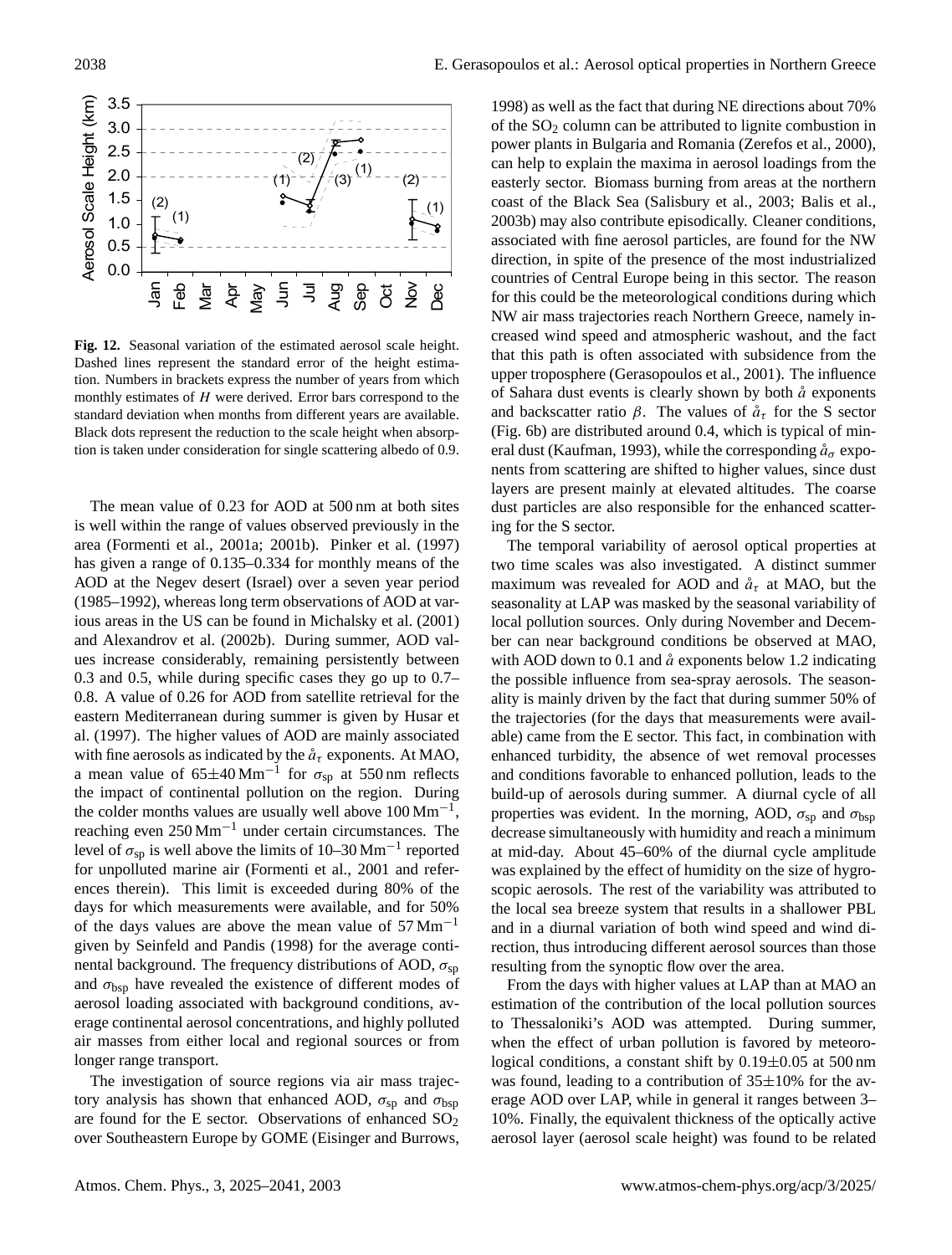**Fig. 12.** Seasonal variation of the estimated aerosol scale height. Dashed lines represent the standard error of the height estimation. Numbers in brackets express the number of years from which monthly estimates of $H$ were derived. Error bars correspond to the standard deviation when months from different years are available. Black dots represent the reduction to the scale height when absorption is taken under consideration for single scattering albedo of 0.9.

The mean value of 0.23 for AOD at 500 nm at both sites is well within the range of values observed previously in the area (Formenti et al., 2001a; 2001b). Pinker et al. (1997) has given a range of 0.135–0.334 for monthly means of the AOD at the Negev desert (Israel) over a seven year period (1985–1992), whereas long term observations of AOD at various areas in the US can be found in Michalsky et al. (2001) and Alexandrov et al. (2002b). During summer, AOD values increase considerably, remaining persistently between 0.3 and 0.5, while during specific cases they go up to 0.7–0.8. A value of 0.26 for AOD from satellite retrieval for the eastern Mediterranean during summer is given by Husar et al. (1997). The higher values of AOD are mainly associated with fine aerosols as indicated by the $\mathring{a}_\tau$ exponents. At MAO, a mean value of $65\pm40\,\mathrm{Mm}^{-1}$ for $\sigma_{\mathrm{sp}}$ at 550 nm reflects the impact of continental pollution on the region. During the colder months values are usually well above $100\,\mathrm{Mm}^{-1}$, reaching even $250\,\mathrm{Mm}^{-1}$ under certain circumstances. The level of $\sigma_{\mathrm{sp}}$ is well above the limits of 10–30 $\mathrm{Mm}^{-1}$ reported for unpolluted marine air (Formenti et al., 2001 and references therein). This limit is exceeded during 80% of the days for which measurements were available, and for 50% of the days values are above the mean value of $57\,\mathrm{Mm}^{-1}$ given by Seinfeld and Pandis (1998) for the average continental background. The frequency distributions of AOD, $\sigma_{\mathrm{sp}}$ and $\sigma_{\mathrm{bsp}}$ have revealed the existence of different modes of aerosol loading associated with background conditions, average continental aerosol concentrations, and highly polluted air masses from either local and regional sources or from longer range transport.

The investigation of source regions via air mass trajectory analysis has shown that enhanced AOD, $\sigma_{\mathrm{sp}}$ and $\sigma_{\mathrm{bsp}}$ are found for the E sector. Observations of enhanced $SO_2$ over Southeastern Europe by GOME (Eisinger and Burrows, 1998) as well as the fact that during NE directions about 70% of the $SO_2$ column can be attributed to lignite combustion in power plants in Bulgaria and Romania (Zerefos et al., 2000), can help to explain the maxima in aerosol loadings from the easterly sector. Biomass burning from areas at the northern coast of the Black Sea (Salisbury et al., 2003; Balis et al., 2003b) may also contribute episodically. Cleaner conditions, associated with fine aerosol particles, are found for the NW direction, in spite of the presence of the most industrialized countries of Central Europe being in this sector. The reason for this could be the meteorological conditions during which NW air mass trajectories reach Northern Greece, namely increased wind speed and atmospheric washout, and the fact that this path is often associated with subsidence from the upper troposphere (Gerasopoulos et al., 2001). The influence of Sahara dust events is clearly shown by both $\mathring{a}$ exponents and backscatter ratio $\beta$. The values of $\mathring{a}_\tau$ for the S sector (Fig. 6b) are distributed around 0.4, which is typical of mineral dust (Kaufman, 1993), while the corresponding $\mathring{a}_\sigma$ exponents from scattering are shifted to higher values, since dust layers are present mainly at elevated altitudes. The coarse dust particles are also responsible for the enhanced scattering for the S sector.

The temporal variability of aerosol optical properties at two time scales was also investigated. A distinct summer maximum was revealed for AOD and $\mathring{a}_\tau$ at MAO, but the seasonality at LAP was masked by the seasonal variability of local pollution sources. Only during November and December can near background conditions be observed at MAO, with AOD down to 0.1 and $\mathring{a}$ exponents below 1.2 indicating the possible influence from sea-spray aerosols. The seasonality is mainly driven by the fact that during summer 50% of the trajectories (for the days that measurements were available) came from the E sector. This fact, in combination with enhanced turbidity, the absence of wet removal processes and conditions favorable to enhanced pollution, leads to the build-up of aerosols during summer. A diurnal cycle of all properties was evident. In the morning, AOD, $\sigma_{\mathrm{sp}}$ and $\sigma_{\mathrm{bsp}}$ decrease simultaneously with humidity and reach a minimum at mid-day. About 45–60% of the diurnal cycle amplitude was explained by the effect of humidity on the size of hygroscopic aerosols. The rest of the variability was attributed to the local sea breeze system that results in a shallower PBL and in a diurnal variation of both wind speed and wind direction, thus introducing different aerosol sources than those resulting from the synoptic flow over the area.

From the days with higher values at LAP than at MAO an estimation of the contribution of the local pollution sources to Thessaloniki's AOD was attempted. During summer, when the effect of urban pollution is favored by meteorological conditions, a constant shift by $0.19\pm0.05$ at 500 nm was found, leading to a contribution of $35\pm10$% for the average AOD over LAP, while in general it ranges between 3–10%. Finally, the equivalent thickness of the optically active aerosol layer (aerosol scale height) was found to be related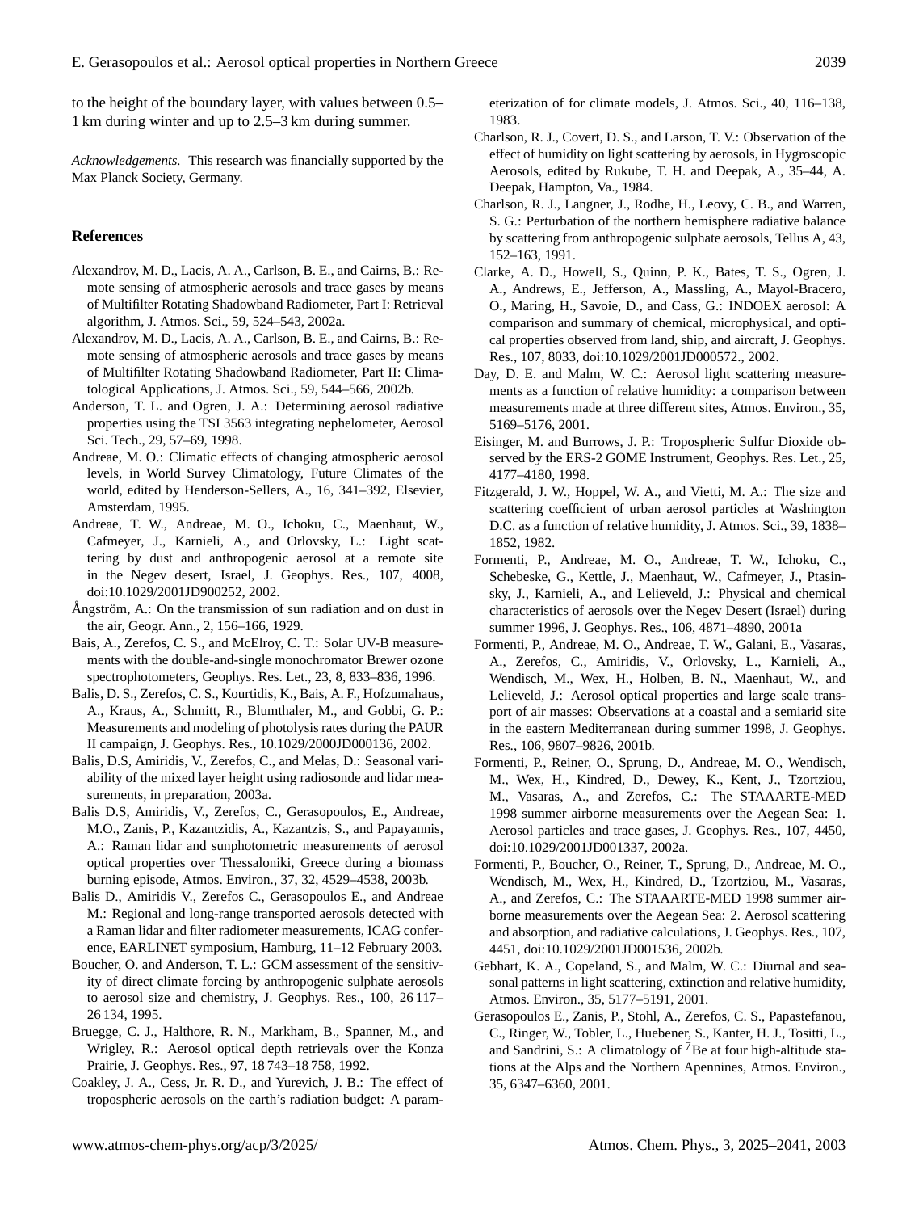to the height of the boundary layer, with values between 0.5–1 km during winter and up to 2.5–3 km during summer.

*Acknowledgements.* This research was financially supported by the Max Planck Society, Germany.

## References

Alexandrov, M. D., Lacis, A. A., Carlson, B. E., and Cairns, B.: Remote sensing of atmospheric aerosols and trace gases by means of Multifilter Rotating Shadowband Radiometer, Part I: Retrieval algorithm, J. Atmos. Sci., 59, 524–543, 2002a.

Alexandrov, M. D., Lacis, A. A., Carlson, B. E., and Cairns, B.: Remote sensing of atmospheric aerosols and trace gases by means of Multifilter Rotating Shadowband Radiometer, Part II: Climatological Applications, J. Atmos. Sci., 59, 544–566, 2002b.

Anderson, T. L. and Ogren, J. A.: Determining aerosol radiative properties using the TSI 3563 integrating nephelometer, Aerosol Sci. Tech., 29, 57–69, 1998.

Andreae, M. O.: Climatic effects of changing atmospheric aerosol levels, in World Survey Climatology, Future Climates of the world, edited by Henderson-Sellers, A., 16, 341–392, Elsevier, Amsterdam, 1995.

Andreae, T. W., Andreae, M. O., Ichoku, C., Maenhaut, W., Cafmeyer, J., Karnieli, A., and Orlovsky, L.: Light scattering by dust and anthropogenic aerosol at a remote site in the Negev desert, Israel, J. Geophys. Res., 107, 4008, doi:10.1029/2001JD900252, 2002.

Ångström, A.: On the transmission of sun radiation and on dust in the air, Geogr. Ann., 2, 156–166, 1929.

Bais, A., Zerefos, C. S., and McElroy, C. T.: Solar UV-B measurements with the double-and-single monochromator Brewer ozone spectrophotometers, Geophys. Res. Let., 23, 8, 833–836, 1996.

Balis, D. S., Zerefos, C. S., Kourtidis, K., Bais, A. F., Hofzumahaus, A., Kraus, A., Schmitt, R., Blumthaler, M., and Gobbi, G. P.: Measurements and modeling of photolysis rates during the PAUR II campaign, J. Geophys. Res., 10.1029/2000JD000136, 2002.

Balis, D.S, Amiridis, V., Zerefos, C., and Melas, D.: Seasonal variability of the mixed layer height using radiosonde and lidar measurements, in preparation, 2003a.

Balis D.S, Amiridis, V., Zerefos, C., Gerasopoulos, E., Andreae, M.O., Zanis, P., Kazantzidis, A., Kazantzis, S., and Papayannis, A.: Raman lidar and sunphotometric measurements of aerosol optical properties over Thessaloniki, Greece during a biomass burning episode, Atmos. Environ., 37, 32, 4529–4538, 2003b.

Balis D., Amiridis V., Zerefos C., Gerasopoulos E., and Andreae M.: Regional and long-range transported aerosols detected with a Raman lidar and filter radiometer measurements, ICAG conference, EARLINET symposium, Hamburg, 11–12 February 2003.

Boucher, O. and Anderson, T. L.: GCM assessment of the sensitivity of direct climate forcing by anthropogenic sulphate aerosols to aerosol size and chemistry, J. Geophys. Res., 100, 26 117–26 134, 1995.

Bruegge, C. J., Halthore, R. N., Markham, B., Spanner, M., and Wrigley, R.: Aerosol optical depth retrievals over the Konza Prairie, J. Geophys. Res., 97, 18 743–18 758, 1992.

Coakley, J. A., Cess, Jr. R. D., and Yurevich, J. B.: The effect of tropospheric aerosols on the earth's radiation budget: A parameterization of for climate models, J. Atmos. Sci., 40, 116–138, 1983.

Charlson, R. J., Covert, D. S., and Larson, T. V.: Observation of the effect of humidity on light scattering by aerosols, in Hygroscopic Aerosols, edited by Rukube, T. H. and Deepak, A., 35–44, A. Deepak, Hampton, Va., 1984.

Charlson, R. J., Langner, J., Rodhe, H., Leovy, C. B., and Warren, S. G.: Perturbation of the northern hemisphere radiative balance by scattering from anthropogenic sulphate aerosols, Tellus A, 43, 152–163, 1991.

Clarke, A. D., Howell, S., Quinn, P. K., Bates, T. S., Ogren, J. A., Andrews, E., Jefferson, A., Massling, A., Mayol-Bracero, O., Maring, H., Savoie, D., and Cass, G.: INDOEX aerosol: A comparison and summary of chemical, microphysical, and optical properties observed from land, ship, and aircraft, J. Geophys. Res., 107, 8033, doi:10.1029/2001JD000572., 2002.

Day, D. E. and Malm, W. C.: Aerosol light scattering measurements as a function of relative humidity: a comparison between measurements made at three different sites, Atmos. Environ., 35, 5169–5176, 2001.

Eisinger, M. and Burrows, J. P.: Tropospheric Sulfur Dioxide observed by the ERS-2 GOME Instrument, Geophys. Res. Let., 25, 4177–4180, 1998.

Fitzgerald, J. W., Hoppel, W. A., and Vietti, M. A.: The size and scattering coefficient of urban aerosol particles at Washington D.C. as a function of relative humidity, J. Atmos. Sci., 39, 1838–1852, 1982.

Formenti, P., Andreae, M. O., Andreae, T. W., Ichoku, C., Schebeske, G., Kettle, J., Maenhaut, W., Cafmeyer, J., Ptasinsky, J., Karnieli, A., and Lelieveld, J.: Physical and chemical characteristics of aerosols over the Negev Desert (Israel) during summer 1996, J. Geophys. Res., 106, 4871–4890, 2001a

Formenti, P., Andreae, M. O., Andreae, T. W., Galani, E., Vasaras, A., Zerefos, C., Amiridis, V., Orlovsky, L., Karnieli, A., Wendisch, M., Wex, H., Holben, B. N., Maenhaut, W., and Lelieveld, J.: Aerosol optical properties and large scale transport of air masses: Observations at a coastal and a semiarid site in the eastern Mediterranean during summer 1998, J. Geophys. Res., 106, 9807–9826, 2001b.

Formenti, P., Reiner, O., Sprung, D., Andreae, M. O., Wendisch, M., Wex, H., Kindred, D., Dewey, K., Kent, J., Tzortziou, M., Vasaras, A., and Zerefos, C.: The STAARTE-MED 1998 summer airborne measurements over the Aegean Sea: 1. Aerosol particles and trace gases, J. Geophys. Res., 107, 4450, doi:10.1029/2001JD001337, 2002a.

Formenti, P., Boucher, O., Reiner, T., Sprung, D., Andreae, M. O., Wendisch, M., Wex, H., Kindred, D., Tzortziou, M., Vasaras, A., and Zerefos, C.: The STAARTE-MED 1998 summer airborne measurements over the Aegean Sea: 2. Aerosol scattering and absorption, and radiative calculations, J. Geophys. Res., 107, 4451, doi:10.1029/2001JD001536, 2002b.

Gebhart, K. A., Copeland, S., and Malm, W. C.: Diurnal and seasonal patterns in light scattering, extinction and relative humidity, Atmos. Environ., 35, 5177–5191, 2001.

Gerasopoulos E., Zanis, P., Stohl, A., Zerefos, C. S., Papastefanou, C., Ringer, W., Tobler, L., Huebener, S., Kanter, H. J., Tositti, L., and Sandrini, S.: A climatology of $^{7}$Be at four high-altitude stations at the Alps and the Northern Apennines, Atmos. Environ., 35, 6347–6360, 2001.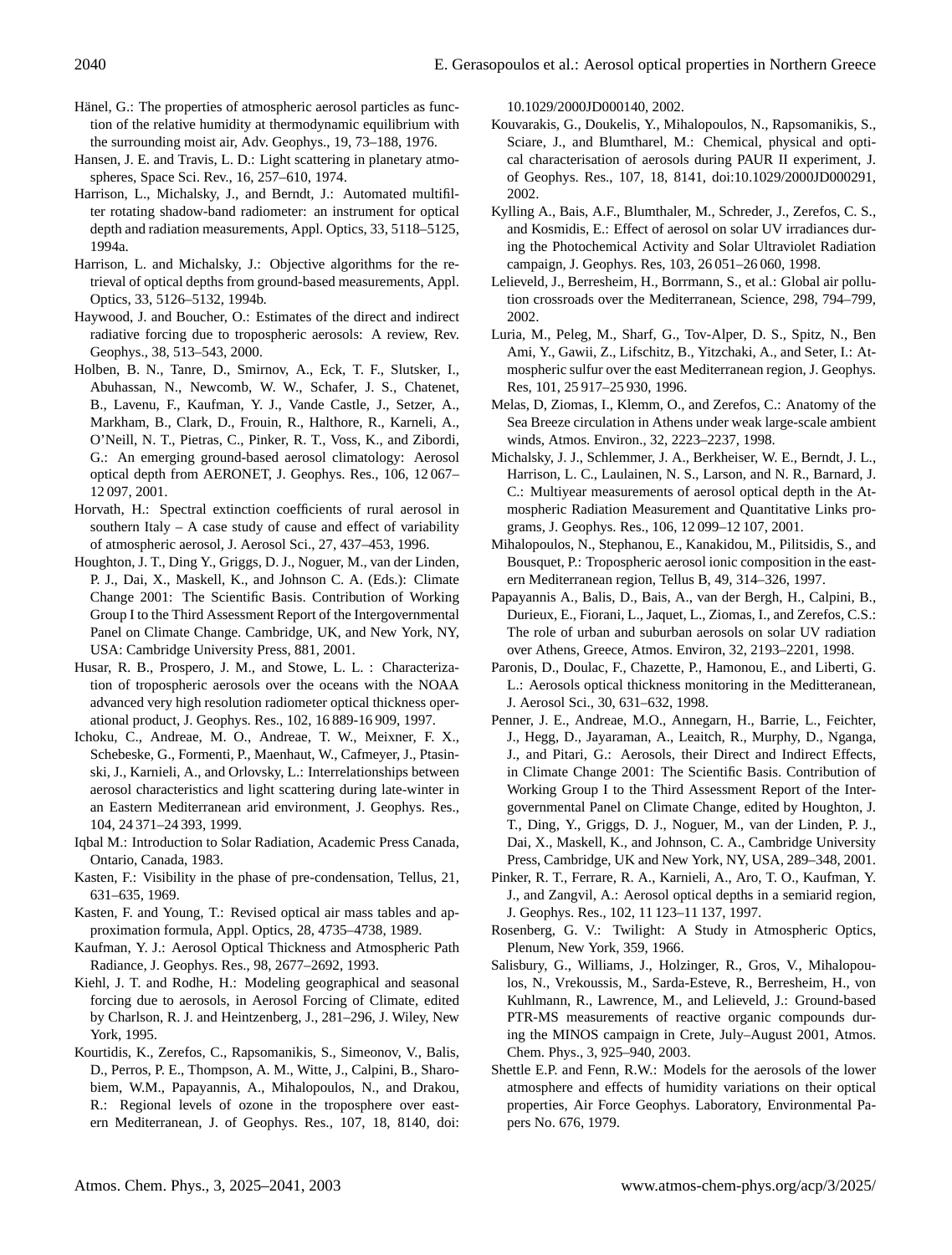Hänel, G.: The properties of atmospheric aerosol particles as function of the relative humidity at thermodynamic equilibrium with the surrounding moist air, Adv. Geophys., 19, 73–188, 1976.

Hansen, J. E. and Travis, L. D.: Light scattering in planetary atmospheres, Space Sci. Rev., 16, 257–610, 1974.

Harrison, L., Michalsky, J., and Berndt, J.: Automated multifilter rotating shadow-band radiometer: an instrument for optical depth and radiation measurements, Appl. Optics, 33, 5118–5125, 1994a.

Harrison, L. and Michalsky, J.: Objective algorithms for the retrieval of optical depths from ground-based measurements, Appl. Optics, 33, 5126–5132, 1994b.

Haywood, J. and Boucher, O.: Estimates of the direct and indirect radiative forcing due to tropospheric aerosols: A review, Rev. Geophys., 38, 513–543, 2000.

Holben, B. N., Tanre, D., Smirnov, A., Eck, T. F., Slutsker, I., Abuhassan, N., Newcomb, W. W., Schafer, J. S., Chatenet, B., Lavenu, F., Kaufman, Y. J., Vande Castle, J., Setzer, A., Markham, B., Clark, D., Frouin, R., Halthore, R., Karneli, A., O'Neill, N. T., Pietras, C., Pinker, R. T., Voss, K., and Zibordi, G.: An emerging ground-based aerosol climatology: Aerosol optical depth from AERONET, J. Geophys. Res., 106, 12 067–12 097, 2001.

Horvath, H.: Spectral extinction coefficients of rural aerosol in southern Italy – A case study of cause and effect of variability of atmospheric aerosol, J. Aerosol Sci., 27, 437–453, 1996.

Houghton, J. T., Ding Y., Griggs, D. J., Noguer, M., van der Linden, P. J., Dai, X., Maskell, K., and Johnson C. A. (Eds.): Climate Change 2001: The Scientific Basis. Contribution of Working Group I to the Third Assessment Report of the Intergovernmental Panel on Climate Change. Cambridge, UK, and New York, NY, USA: Cambridge University Press, 881, 2001.

Husar, R. B., Prospero, J. M., and Stowe, L. L. : Characterization of tropospheric aerosols over the oceans with the NOAA advanced very high resolution radiometer optical thickness operational product, J. Geophys. Res., 102, 16 889-16 909, 1997.

Ichoku, C., Andreae, M. O., Andreae, T. W., Meixner, F. X., Schebeske, G., Formenti, P., Maenhaut, W., Cafmeyer, J., Ptasinski, J., Karnieli, A., and Orlovsky, L.: Interrelationships between aerosol characteristics and light scattering during late-winter in an Eastern Mediterranean arid environment, J. Geophys. Res., 104, 24 371–24 393, 1999.

Iqbal M.: Introduction to Solar Radiation, Academic Press Canada, Ontario, Canada, 1983.

Kasten, F.: Visibility in the phase of pre-condensation, Tellus, 21, 631–635, 1969.

Kasten, F. and Young, T.: Revised optical air mass tables and approximation formula, Appl. Optics, 28, 4735–4738, 1989.

Kaufman, Y. J.: Aerosol Optical Thickness and Atmospheric Path Radiance, J. Geophys. Res., 98, 2677–2692, 1993.

Kiehl, J. T. and Rodhe, H.: Modeling geographical and seasonal forcing due to aerosols, in Aerosol Forcing of Climate, edited by Charlson, R. J. and Heintzenberg, J., 281–296, J. Wiley, New York, 1995.

Kourtidis, K., Zerefos, C., Rapsomanikis, S., Simeonov, V., Balis, D., Perros, P. E., Thompson, A. M., Witte, J., Calpini, B., Sharobiem, W.M., Papayannis, A., Mihalopoulos, N., and Drakou, R.: Regional levels of ozone in the troposphere over eastern Mediterranean, J. of Geophys. Res., 107, 18, 8140, doi: 10.1029/2000JD000140, 2002.

Kouvarakis, G., Doukelis, Y., Mihalopoulos, N., Rapsomanikis, S., Sciare, J., and Blumthaler, M.: Chemical, physical and optical characterisation of aerosols during PAUR II experiment, J. of Geophys. Res., 107, 18, 8141, doi:10.1029/2000JD000291, 2002.

Kylling A., Bais, A.F., Blumthaler, M., Schreder, J., Zerefos, C. S., and Kosmidis, E.: Effect of aerosol on solar UV irradiances during the Photochemical Activity and Solar Ultraviolet Radiation campaign, J. Geophys. Res, 103, 26 051–26 060, 1998.

Lelieveld, J., Berresheim, H., Borrmann, S., et al.: Global air pollution crossroads over the Mediterranean, Science, 298, 794–799, 2002.

Luria, M., Peleg, M., Sharf, G., Tov-Alper, D. S., Spitz, N., Ben Ami, Y., Gawii, Z., Lifschitz, B., Yitzchaki, A., and Seter, I.: Atmospheric sulfur over the east Mediterranean region, J. Geophys. Res, 101, 25 917–25 930, 1996.

Melas, D., Ziomas, I., Klemm, O., and Zerefos, C.: Anatomy of the Sea Breeze circulation in Athens under weak large-scale ambient winds, Atmos. Environ., 32, 2223–2237, 1998.

Michalsky, J. J., Schlemmer, J. A., Berkheiser, W. E., Berndt, J. L., Harrison, L. C., Laulainen, N. S., Larson, and N. R., Barnard, J. C.: Multiyear measurements of aerosol optical depth in the Atmospheric Radiation Measurement and Quantitative Links programs, J. Geophys. Res., 106, 12 099–12 107, 2001.

Mihalopoulos, N., Stephanou, E., Kanakidou, M., Pilitsidis, S., and Bousquet, P.: Tropospheric aerosol ionic composition in the eastern Mediterranean region, Tellus B, 49, 314–326, 1997.

Papayannis A., Balis, D., Bais, A., van der Bergh, H., Calpini, B., Durieux, E., Fiorani, L., Jaquet, L., Ziomas, I., and Zerefos, C.S.: The role of urban and suburban aerosols on solar UV radiation over Athens, Greece, Atmos. Environ, 32, 2193–2201, 1998.

Paronis, D., Doulac, F., Chazette, P., Hamonou, E., and Liberti, G. L.: Aerosols optical thickness monitoring in the Meditteranean, J. Aerosol Sci., 30, 631–632, 1998.

Penner, J. E., Andreae, M.O., Annegarn, H., Barrie, L., Feichter, J., Hegg, D., Jayaraman, A., Leaitch, R., Murphy, D., Nganga, J., and Pitari, G.: Aerosols, their Direct and Indirect Effects, in Climate Change 2001: The Scientific Basis. Contribution of Working Group I to the Third Assessment Report of the Intergovernmental Panel on Climate Change, edited by Houghton, J. T., Ding, Y., Griggs, D. J., Noguer, M., van der Linden, P. J., Dai, X., Maskell, K., and Johnson, C. A., Cambridge University Press, Cambridge, UK and New York, NY, USA, 289–348, 2001.

Pinker, R. T., Ferrare, R. A., Karnieli, A., Aro, T. O., Kaufman, Y. J., and Zangvil, A.: Aerosol optical depths in a semiarid region, J. Geophys. Res., 102, 11 123–11 137, 1997.

Rosenberg, G. V.: Twilight: A Study in Atmospheric Optics, Plenum, New York, 359, 1966.

Salisbury, G., Williams, J., Holzinger, R., Gros, V., Mihalopoulos, N., Vrekoussis, M., Sarda-Esteve, R., Berresheim, H., von Kuhlmann, R., Lawrence, M., and Lelieveld, J.: Ground-based PTR-MS measurements of reactive organic compounds during the MINOS campaign in Crete, July–August 2001, Atmos. Chem. Phys., 3, 925–940, 2003.

Shettle E.P. and Fenn, R.W.: Models for the aerosols of the lower atmosphere and effects of humidity variations on their optical properties, Air Force Geophys. Laboratory, Environmental Papers No. 676, 1979.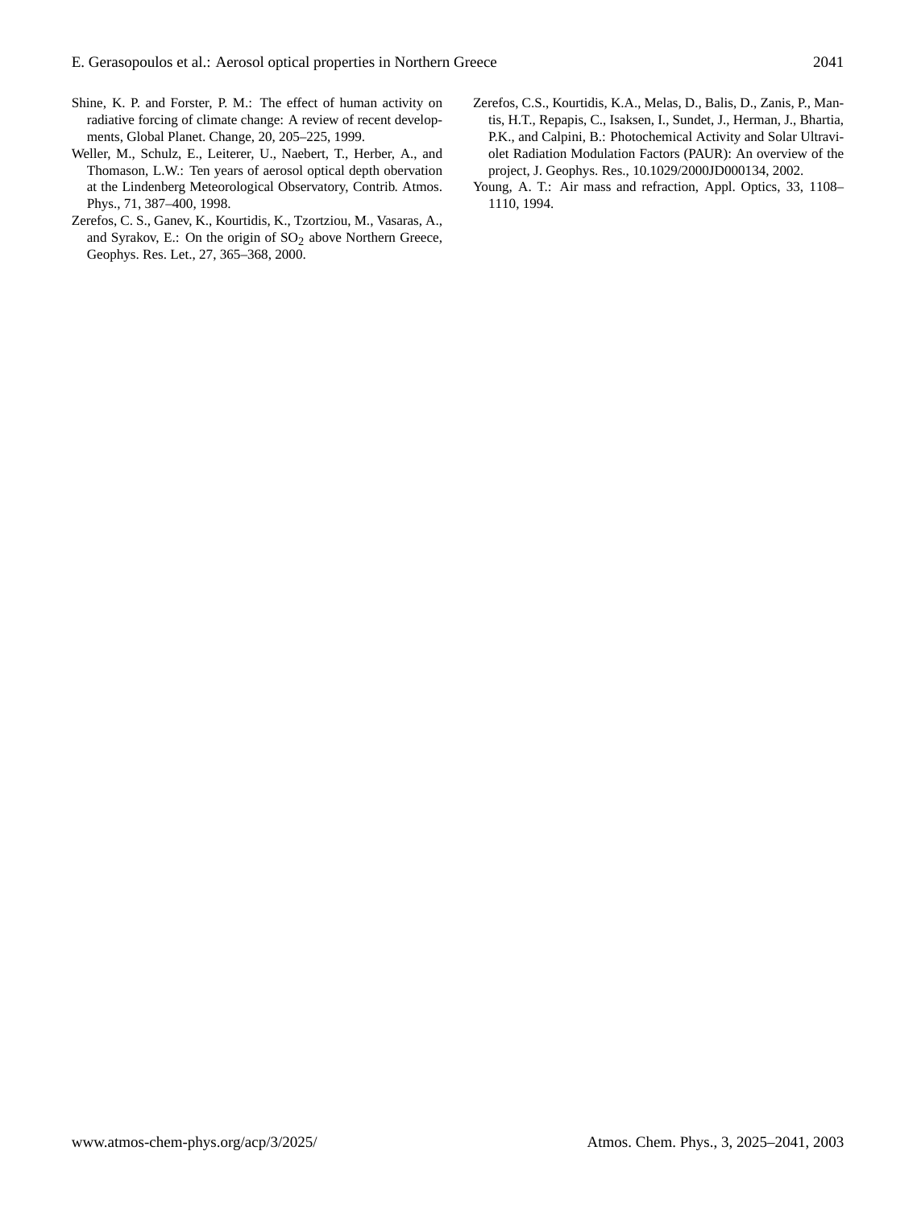Shine, K. P. and Forster, P. M.: The effect of human activity on radiative forcing of climate change: A review of recent developments, Global Planet. Change, 20, 205–225, 1999.

Weller, M., Schulz, E., Leiterer, U., Naebert, T., Herber, A., and Thomason, L.W.: Ten years of aerosol optical depth obervation at the Lindenberg Meteorological Observatory, Contrib. Atmos. Phys., 71, 387–400, 1998.

Zerefos, C. S., Ganev, K., Kourtidis, K., Tzortziou, M., Vasaras, A., and Syrakov, E.: On the origin of $SO_2$ above Northern Greece, Geophys. Res. Let., 27, 365–368, 2000.

Zerefos, C.S., Kourtidis, K.A., Melas, D., Balis, D., Zanis, P., Mantis, H.T., Repapis, C., Isaksen, I., Sundet, J., Herman, J., Bhartia, P.K., and Calpini, B.: Photochemical Activity and Solar Ultraviolet Radiation Modulation Factors (PAUR): An overview of the project, J. Geophys. Res., 10.1029/2000JD000134, 2002.

Young, A. T.: Air mass and refraction, Appl. Optics, 33, 1108–1110, 1994.